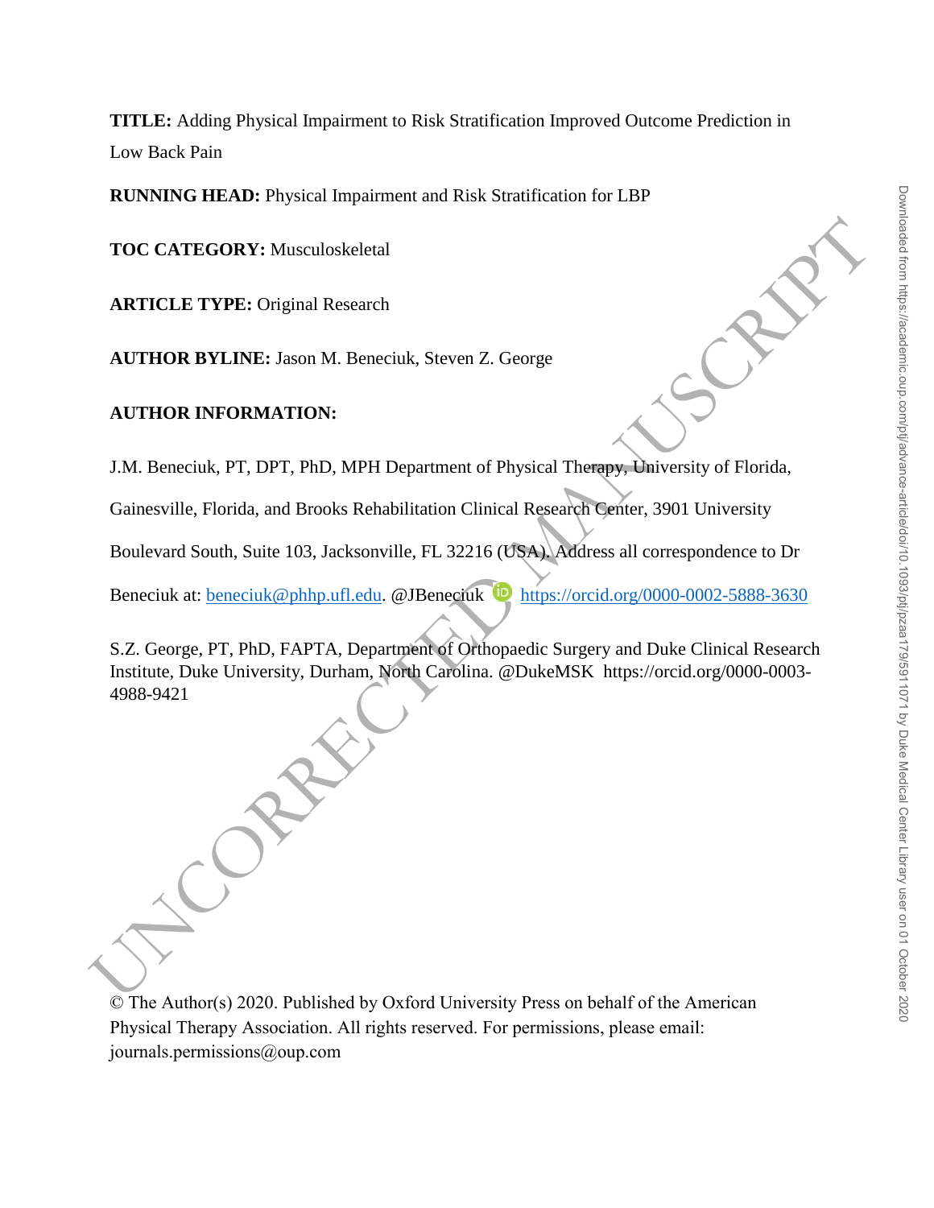**TITLE:** Adding Physical Impairment to Risk Stratification Improved Outcome Prediction in Low Back Pain

**RUNNING HEAD:** Physical Impairment and Risk Stratification for LBP

**TOC CATEGORY:** Musculoskeletal

**ARTICLE TYPE:** Original Research

**AUTHOR BYLINE:** Jason M. Beneciuk, Steven Z. George

**AUTHOR INFORMATION:**

J.M. Beneciuk, PT, DPT, PhD, MPH Department of Physical Therapy, University of Florida, Gainesville, Florida, and Brooks Rehabilitation Clinical Research Center, 3901 University Boulevard South, Suite 103, Jacksonville, FL 32216 (USA). Address all correspondence to Dr Beneciuk at: beneciuk@phhp.ufl.edu. @JBeneciuk https://orcid.org/0000-0002-5888-3630

S.Z. George, PT, PhD, FAPTA, Department of Orthopaedic Surgery and Duke Clinical Research Institute, Duke University, Durham, North Carolina. @DukeMSK https://orcid.org/0000-0003-4988-9421

© The Author(s) 2020. Published by Oxford University Press on behalf of the American Physical Therapy Association. All rights reserved. For permissions, please email: journals.permissions@oup.com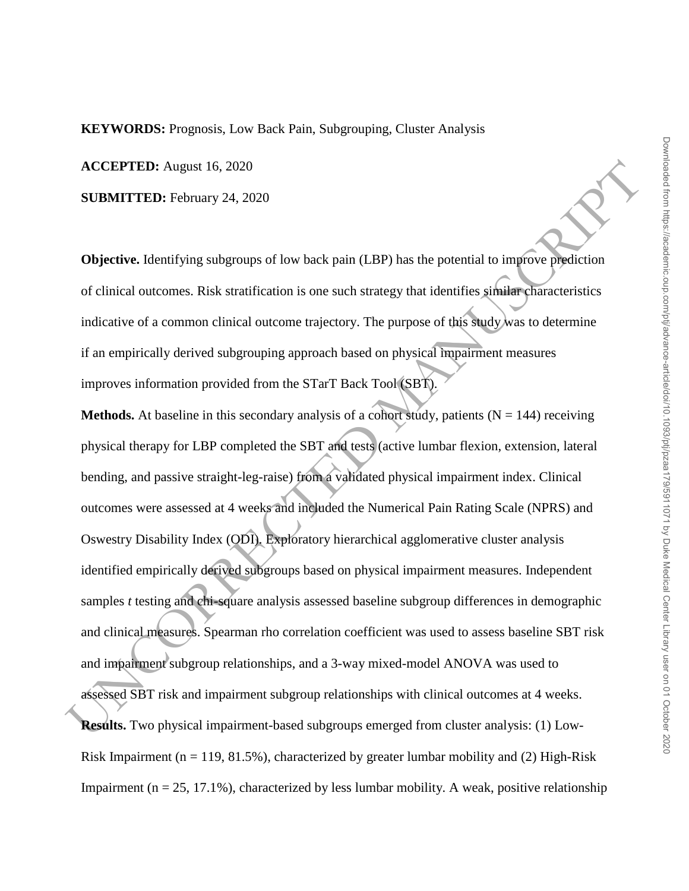**KEYWORDS:** Prognosis, Low Back Pain, Subgrouping, Cluster Analysis

**ACCEPTED:** August 16, 2020

**SUBMITTED:** February 24, 2020

**Objective.** Identifying subgroups of low back pain (LBP) has the potential to improve prediction of clinical outcomes. Risk stratification is one such strategy that identifies similar characteristics indicative of a common clinical outcome trajectory. The purpose of this study was to determine if an empirically derived subgrouping approach based on physical impairment measures improves information provided from the STarT Back Tool (SBT).

**Methods.** At baseline in this secondary analysis of a cohort study, patients (N = 144) receiving physical therapy for LBP completed the SBT and tests (active lumbar flexion, extension, lateral bending, and passive straight-leg-raise) from a validated physical impairment index. Clinical outcomes were assessed at 4 weeks and included the Numerical Pain Rating Scale (NPRS) and Oswestry Disability Index (ODI). Exploratory hierarchical agglomerative cluster analysis identified empirically derived subgroups based on physical impairment measures. Independent samples *t* testing and chi-square analysis assessed baseline subgroup differences in demographic and clinical measures. Spearman rho correlation coefficient was used to assess baseline SBT risk and impairment subgroup relationships, and a 3-way mixed-model ANOVA was used to assessed SBT risk and impairment subgroup relationships with clinical outcomes at 4 weeks.

**Results.** Two physical impairment-based subgroups emerged from cluster analysis: (1) Low-Risk Impairment (n = 119, 81.5%), characterized by greater lumbar mobility and (2) High-Risk Impairment (n = 25, 17.1%), characterized by less lumbar mobility. A weak, positive relationship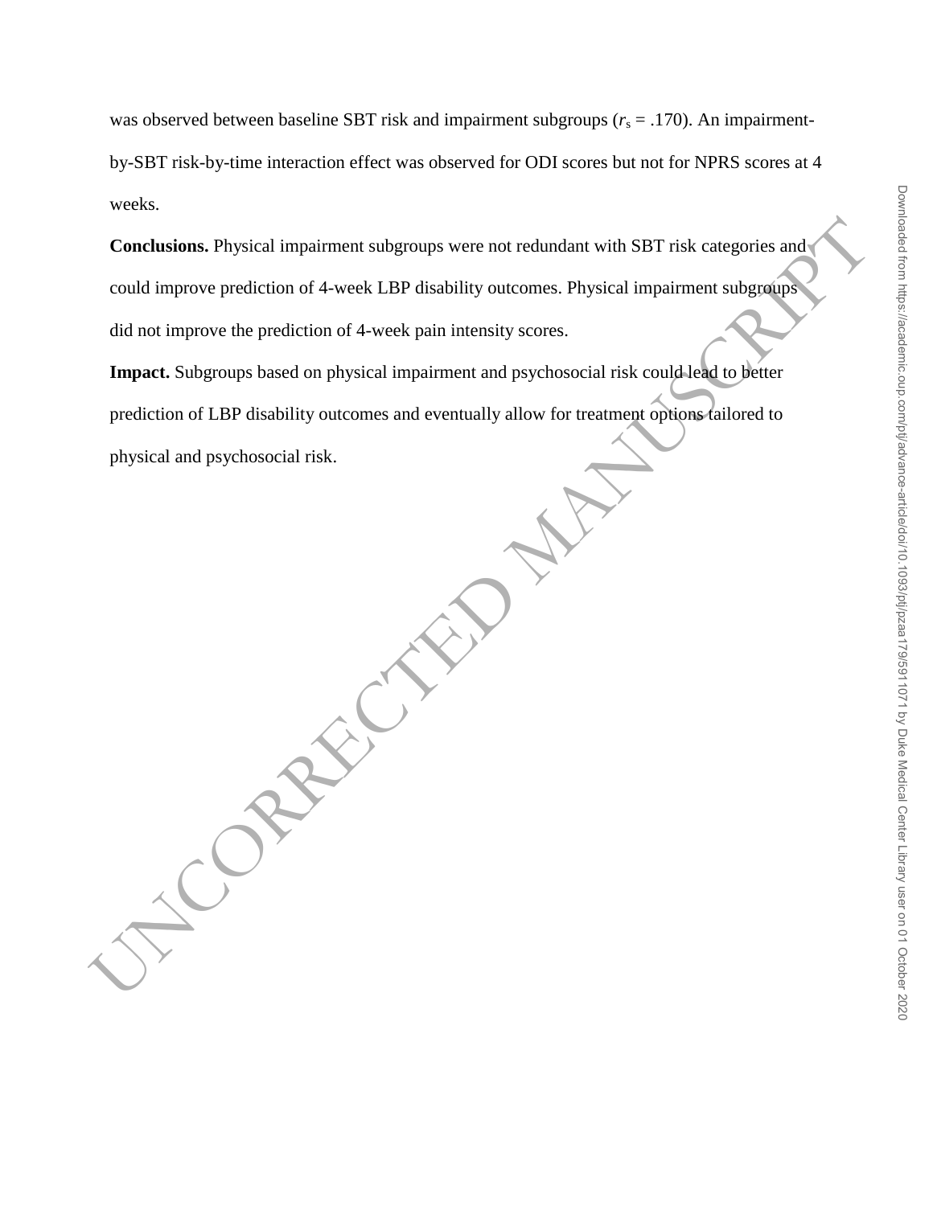was observed between baseline SBT risk and impairment subgroups ($r_s$ = .170). An impairment-by-SBT risk-by-time interaction effect was observed for ODI scores but not for NPRS scores at 4 weeks.

**Conclusions.** Physical impairment subgroups were not redundant with SBT risk categories and could improve prediction of 4-week LBP disability outcomes. Physical impairment subgroups did not improve the prediction of 4-week pain intensity scores.

**Impact.** Subgroups based on physical impairment and psychosocial risk could lead to better prediction of LBP disability outcomes and eventually allow for treatment options tailored to physical and psychosocial risk.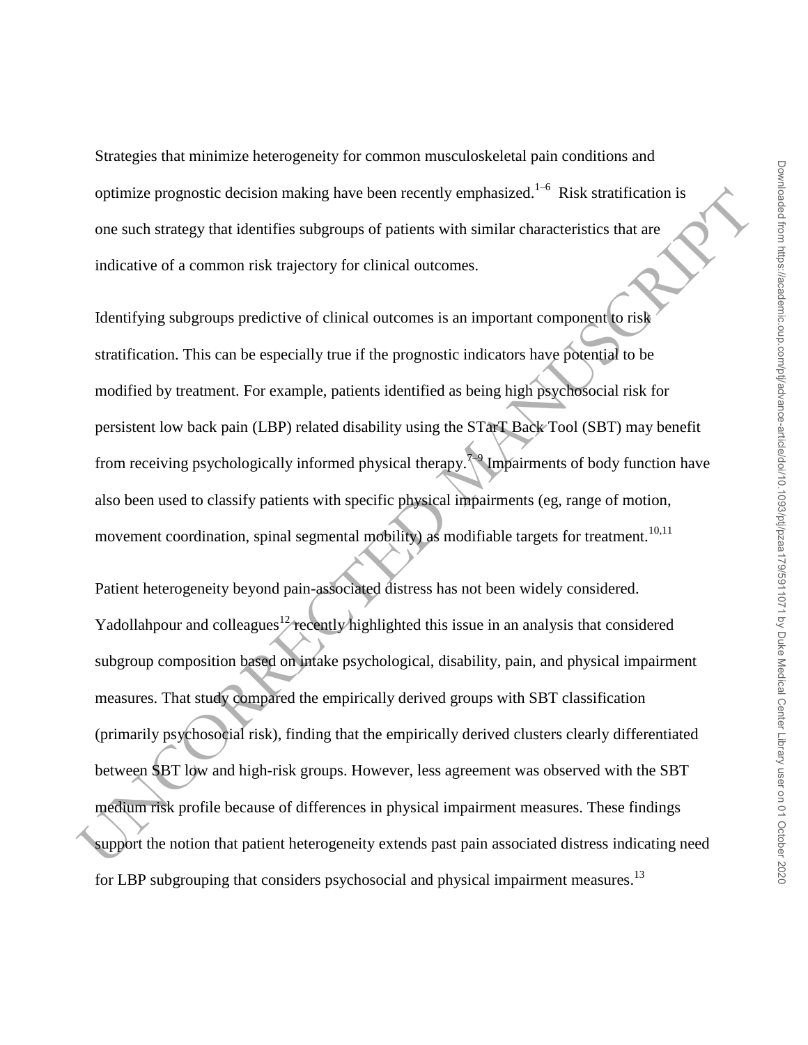Strategies that minimize heterogeneity for common musculoskeletal pain conditions and optimize prognostic decision making have been recently emphasized.[1–6] Risk stratification is one such strategy that identifies subgroups of patients with similar characteristics that are indicative of a common risk trajectory for clinical outcomes.

Identifying subgroups predictive of clinical outcomes is an important component to risk stratification. This can be especially true if the prognostic indicators have potential to be modified by treatment. For example, patients identified as being high psychosocial risk for persistent low back pain (LBP) related disability using the STarT Back Tool (SBT) may benefit from receiving psychologically informed physical therapy.[7–9] Impairments of body function have also been used to classify patients with specific physical impairments (eg, range of motion, movement coordination, spinal segmental mobility) as modifiable targets for treatment.[10,11]

Patient heterogeneity beyond pain-associated distress has not been widely considered. Yadollahpour and colleagues[12] recently highlighted this issue in an analysis that considered subgroup composition based on intake psychological, disability, pain, and physical impairment measures. That study compared the empirically derived groups with SBT classification (primarily psychosocial risk), finding that the empirically derived clusters clearly differentiated between SBT low and high-risk groups. However, less agreement was observed with the SBT medium risk profile because of differences in physical impairment measures. These findings support the notion that patient heterogeneity extends past pain associated distress indicating need for LBP subgrouping that considers psychosocial and physical impairment measures.[13]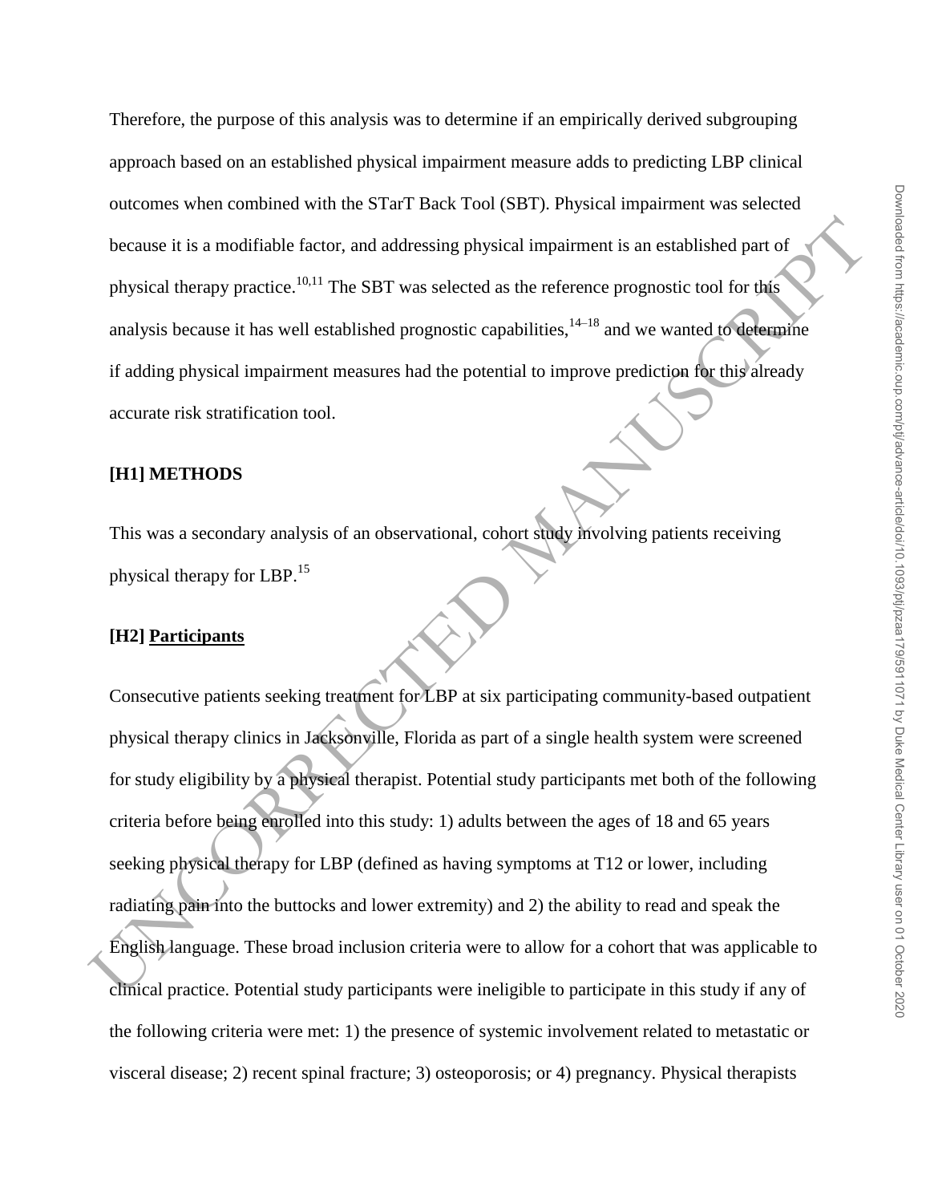Therefore, the purpose of this analysis was to determine if an empirically derived subgrouping approach based on an established physical impairment measure adds to predicting LBP clinical outcomes when combined with the STarT Back Tool (SBT). Physical impairment was selected because it is a modifiable factor, and addressing physical impairment is an established part of physical therapy practice.[10,11] The SBT was selected as the reference prognostic tool for this analysis because it has well established prognostic capabilities,[14–18] and we wanted to determine if adding physical impairment measures had the potential to improve prediction for this already accurate risk stratification tool.

# [H1] METHODS

This was a secondary analysis of an observational, cohort study involving patients receiving physical therapy for LBP.[15]

## [H2] Participants

Consecutive patients seeking treatment for LBP at six participating community-based outpatient physical therapy clinics in Jacksonville, Florida as part of a single health system were screened for study eligibility by a physical therapist. Potential study participants met both of the following criteria before being enrolled into this study: 1) adults between the ages of 18 and 65 years seeking physical therapy for LBP (defined as having symptoms at T12 or lower, including radiating pain into the buttocks and lower extremity) and 2) the ability to read and speak the English language. These broad inclusion criteria were to allow for a cohort that was applicable to clinical practice. Potential study participants were ineligible to participate in this study if any of the following criteria were met: 1) the presence of systemic involvement related to metastatic or visceral disease; 2) recent spinal fracture; 3) osteoporosis; or 4) pregnancy. Physical therapists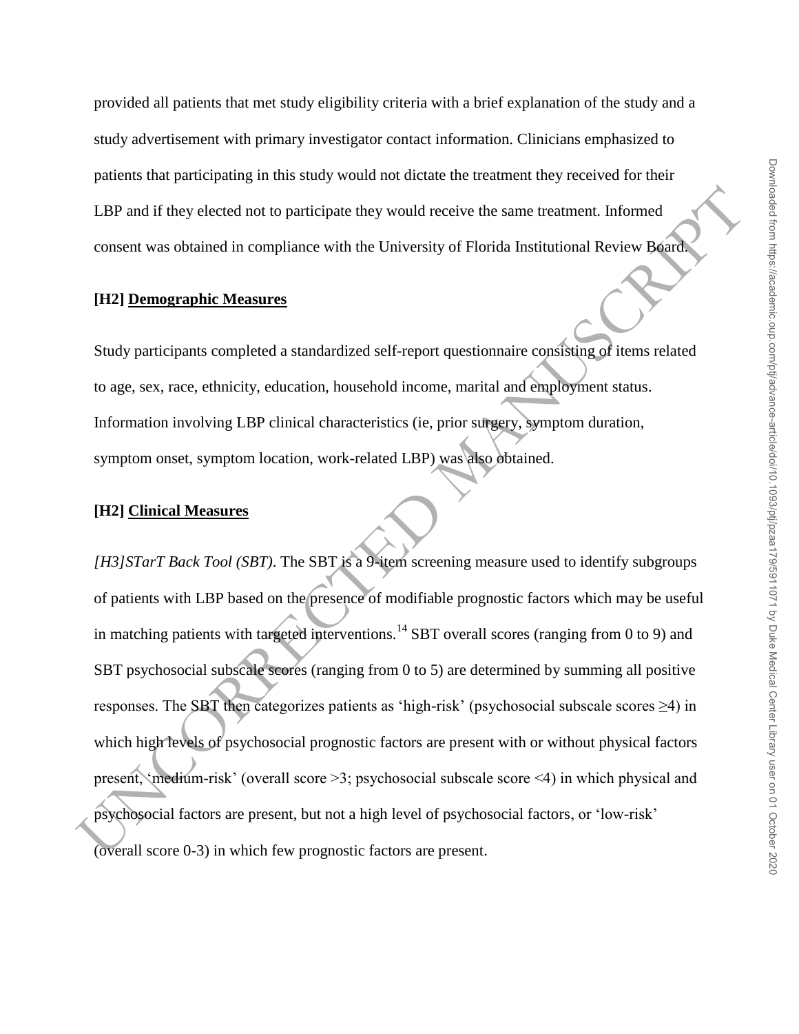provided all patients that met study eligibility criteria with a brief explanation of the study and a study advertisement with primary investigator contact information. Clinicians emphasized to patients that participating in this study would not dictate the treatment they received for their LBP and if they elected not to participate they would receive the same treatment. Informed consent was obtained in compliance with the University of Florida Institutional Review Board.

## [H2] Demographic Measures

Study participants completed a standardized self-report questionnaire consisting of items related to age, sex, race, ethnicity, education, household income, marital and employment status. Information involving LBP clinical characteristics (ie, prior surgery, symptom duration, symptom onset, symptom location, work-related LBP) was also obtained.

## [H2] Clinical Measures

*[H3]STarT Back Tool (SBT)*. The SBT is a 9-item screening measure used to identify subgroups of patients with LBP based on the presence of modifiable prognostic factors which may be useful in matching patients with targeted interventions.[14] SBT overall scores (ranging from 0 to 9) and SBT psychosocial subscale scores (ranging from 0 to 5) are determined by summing all positive responses. The SBT then categorizes patients as 'high-risk' (psychosocial subscale scores $\geq$4) in which high levels of psychosocial prognostic factors are present with or without physical factors present, 'medium-risk' (overall score >3; psychosocial subscale score <4) in which physical and psychosocial factors are present, but not a high level of psychosocial factors, or 'low-risk' (overall score 0-3) in which few prognostic factors are present.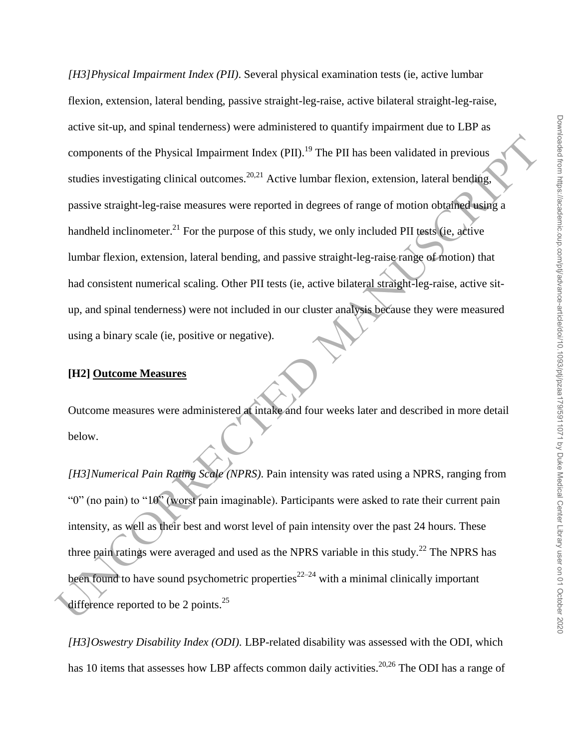*[H3]Physical Impairment Index (PII)*. Several physical examination tests (ie, active lumbar flexion, extension, lateral bending, passive straight-leg-raise, active bilateral straight-leg-raise, active sit-up, and spinal tenderness) were administered to quantify impairment due to LBP as components of the Physical Impairment Index (PII).[19] The PII has been validated in previous studies investigating clinical outcomes.[20,21] Active lumbar flexion, extension, lateral bending, passive straight-leg-raise measures were reported in degrees of range of motion obtained using a handheld inclinometer.[21] For the purpose of this study, we only included PII tests (ie, active lumbar flexion, extension, lateral bending, and passive straight-leg-raise range of motion) that had consistent numerical scaling. Other PII tests (ie, active bilateral straight-leg-raise, active sit-up, and spinal tenderness) were not included in our cluster analysis because they were measured using a binary scale (ie, positive or negative).

## [H2] Outcome Measures

Outcome measures were administered at intake and four weeks later and described in more detail below.

*[H3]Numerical Pain Rating Scale (NPRS)*. Pain intensity was rated using a NPRS, ranging from "0" (no pain) to "10" (worst pain imaginable). Participants were asked to rate their current pain intensity, as well as their best and worst level of pain intensity over the past 24 hours. These three pain ratings were averaged and used as the NPRS variable in this study.[22] The NPRS has been found to have sound psychometric properties[22–24] with a minimal clinically important difference reported to be 2 points.[25]

*[H3]Oswestry Disability Index (ODI)*. LBP-related disability was assessed with the ODI, which has 10 items that assesses how LBP affects common daily activities.[20,26] The ODI has a range of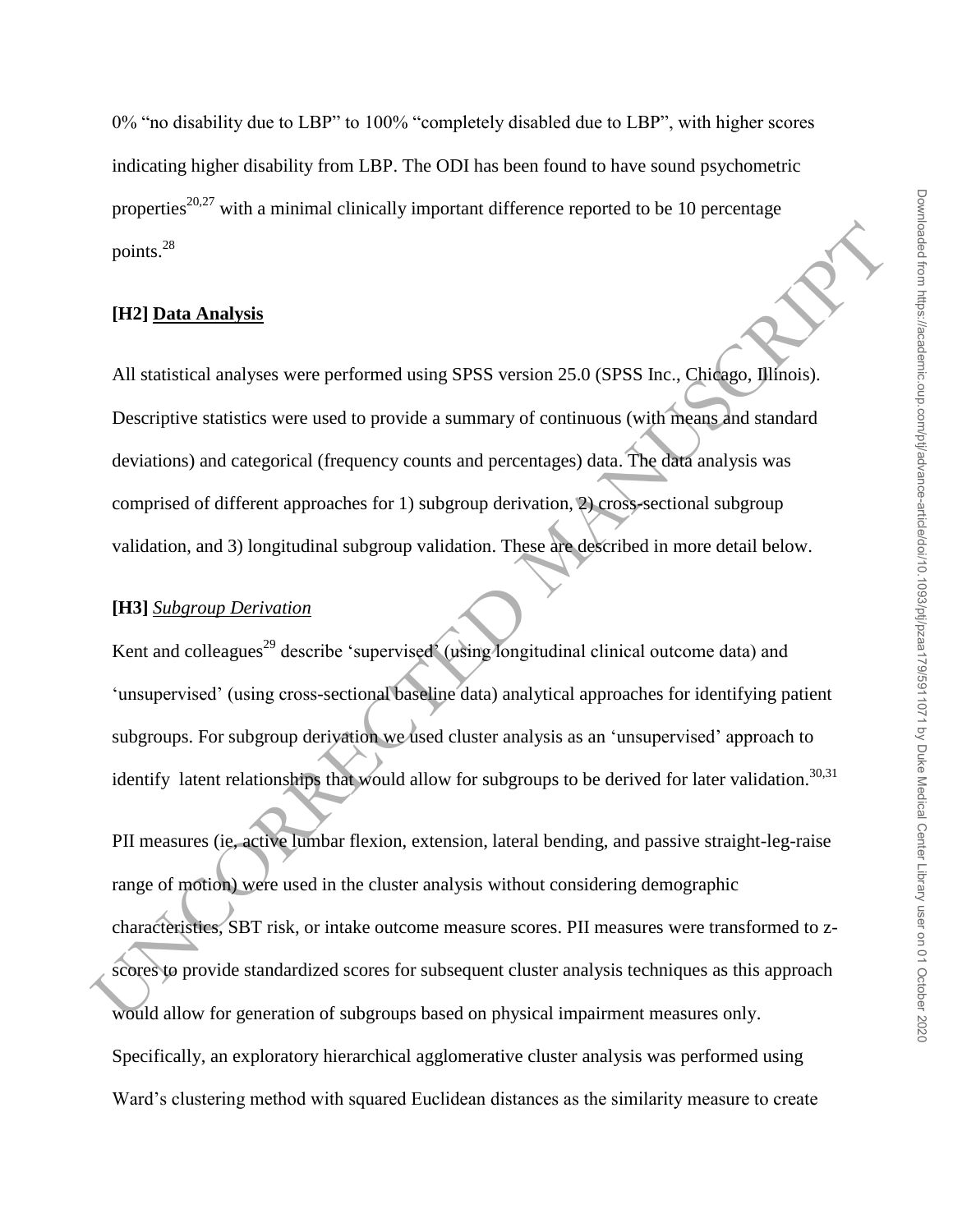0% "no disability due to LBP" to 100% "completely disabled due to LBP", with higher scores indicating higher disability from LBP. The ODI has been found to have sound psychometric properties[20,27] with a minimal clinically important difference reported to be 10 percentage points.[28]

## [H2] Data Analysis

All statistical analyses were performed using SPSS version 25.0 (SPSS Inc., Chicago, Illinois). Descriptive statistics were used to provide a summary of continuous (with means and standard deviations) and categorical (frequency counts and percentages) data. The data analysis was comprised of different approaches for 1) subgroup derivation, 2) cross-sectional subgroup validation, and 3) longitudinal subgroup validation. These are described in more detail below.

### [H3] *Subgroup Derivation*

Kent and colleagues[29] describe 'supervised' (using longitudinal clinical outcome data) and 'unsupervised' (using cross-sectional baseline data) analytical approaches for identifying patient subgroups. For subgroup derivation we used cluster analysis as an 'unsupervised' approach to identify latent relationships that would allow for subgroups to be derived for later validation.[30,31]

PII measures (ie, active lumbar flexion, extension, lateral bending, and passive straight-leg-raise range of motion) were used in the cluster analysis without considering demographic characteristics, SBT risk, or intake outcome measure scores. PII measures were transformed to z-scores to provide standardized scores for subsequent cluster analysis techniques as this approach would allow for generation of subgroups based on physical impairment measures only. Specifically, an exploratory hierarchical agglomerative cluster analysis was performed using Ward's clustering method with squared Euclidean distances as the similarity measure to create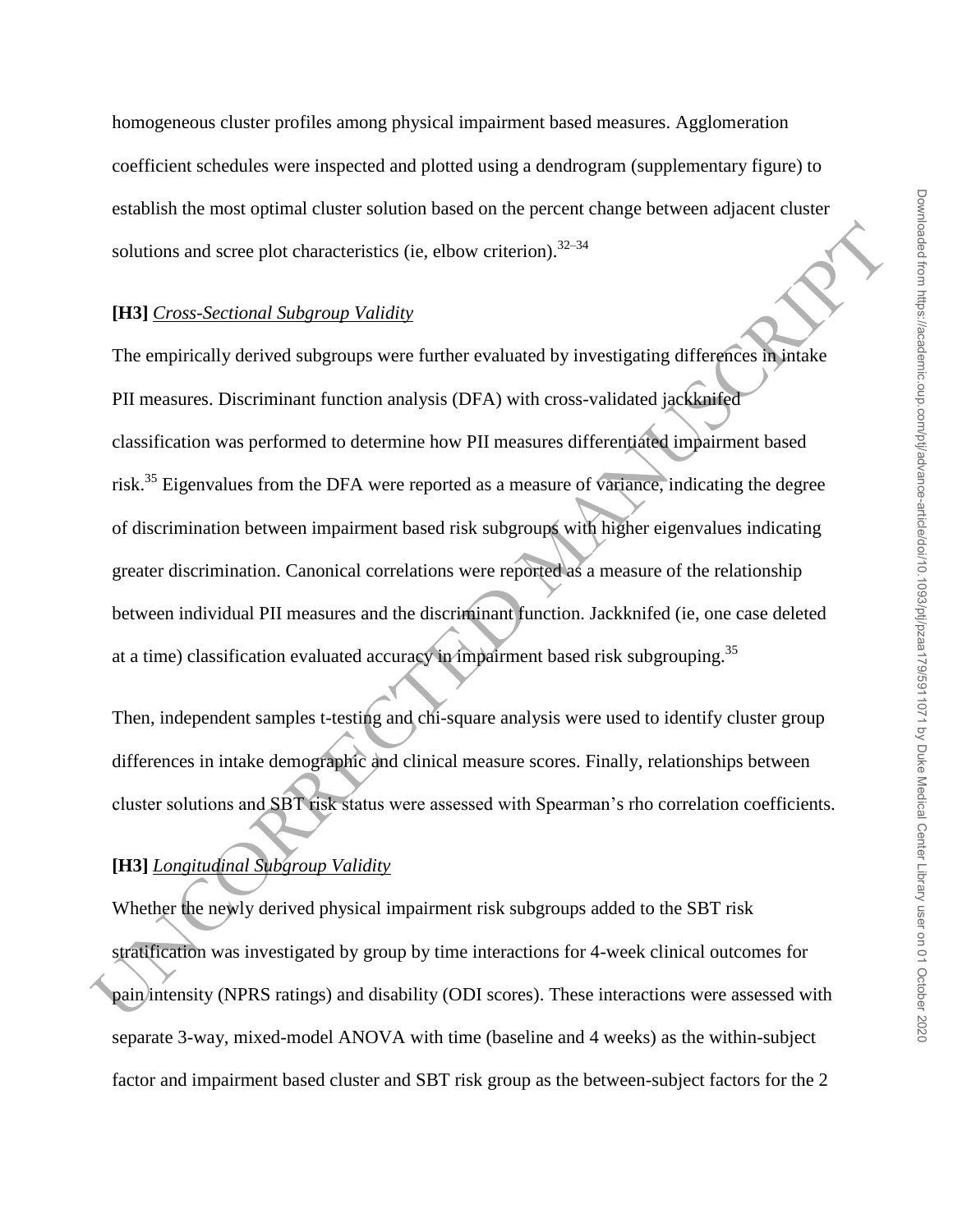homogeneous cluster profiles among physical impairment based measures. Agglomeration coefficient schedules were inspected and plotted using a dendrogram (supplementary figure) to establish the most optimal cluster solution based on the percent change between adjacent cluster solutions and scree plot characteristics (ie, elbow criterion).[32–34]

### *Cross-Sectional Subgroup Validity*

The empirically derived subgroups were further evaluated by investigating differences in intake PII measures. Discriminant function analysis (DFA) with cross-validated jackknifed classification was performed to determine how PII measures differentiated impairment based risk.[35] Eigenvalues from the DFA were reported as a measure of variance, indicating the degree of discrimination between impairment based risk subgroups with higher eigenvalues indicating greater discrimination. Canonical correlations were reported as a measure of the relationship between individual PII measures and the discriminant function. Jackknifed (ie, one case deleted at a time) classification evaluated accuracy in impairment based risk subgrouping.[35]

Then, independent samples t-testing and chi-square analysis were used to identify cluster group differences in intake demographic and clinical measure scores. Finally, relationships between cluster solutions and SBT risk status were assessed with Spearman's rho correlation coefficients.

### *Longitudinal Subgroup Validity*

Whether the newly derived physical impairment risk subgroups added to the SBT risk stratification was investigated by group by time interactions for 4-week clinical outcomes for pain intensity (NPRS ratings) and disability (ODI scores). These interactions were assessed with separate 3-way, mixed-model ANOVA with time (baseline and 4 weeks) as the within-subject factor and impairment based cluster and SBT risk group as the between-subject factors for the 2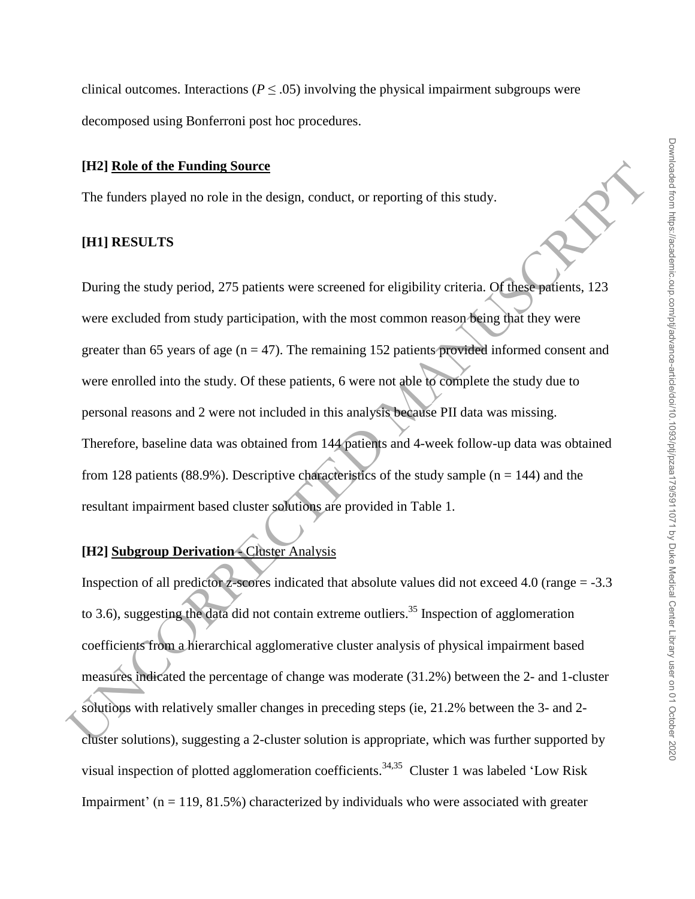clinical outcomes. Interactions ($P \leq .05$) involving the physical impairment subgroups were decomposed using Bonferroni post hoc procedures.

## [H2] Role of the Funding Source

The funders played no role in the design, conduct, or reporting of this study.

# [H1] RESULTS

During the study period, 275 patients were screened for eligibility criteria. Of these patients, 123 were excluded from study participation, with the most common reason being that they were greater than 65 years of age (n = 47). The remaining 152 patients provided informed consent and were enrolled into the study. Of these patients, 6 were not able to complete the study due to personal reasons and 2 were not included in this analysis because PII data was missing. Therefore, baseline data was obtained from 144 patients and 4-week follow-up data was obtained from 128 patients (88.9%). Descriptive characteristics of the study sample (n = 144) and the resultant impairment based cluster solutions are provided in Table 1.

## [H2] Subgroup Derivation - Cluster Analysis

Inspection of all predictor *z*-scores indicated that absolute values did not exceed 4.0 (range = -3.3 to 3.6), suggesting the data did not contain extreme outliers.[35] Inspection of agglomeration coefficients from a hierarchical agglomerative cluster analysis of physical impairment based measures indicated the percentage of change was moderate (31.2%) between the 2- and 1-cluster solutions with relatively smaller changes in preceding steps (ie, 21.2% between the 3- and 2-cluster solutions), suggesting a 2-cluster solution is appropriate, which was further supported by visual inspection of plotted agglomeration coefficients.[34,35] Cluster 1 was labeled 'Low Risk Impairment' (n = 119, 81.5%) characterized by individuals who were associated with greater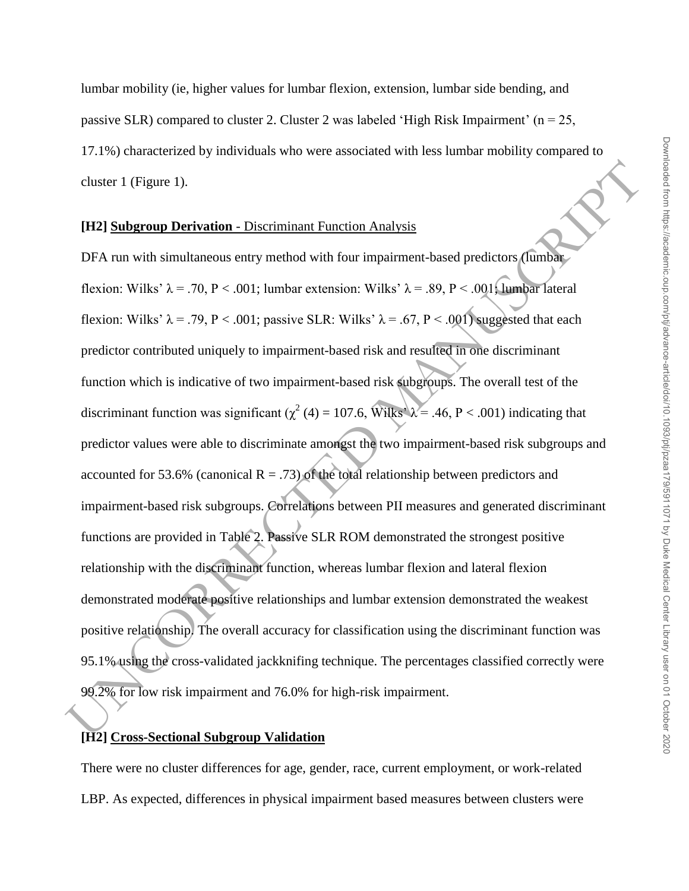lumbar mobility (ie, higher values for lumbar flexion, extension, lumbar side bending, and passive SLR) compared to cluster 2. Cluster 2 was labeled 'High Risk Impairment' (n = 25, 17.1%) characterized by individuals who were associated with less lumbar mobility compared to cluster 1 (Figure 1).

## Subgroup Derivation - Discriminant Function Analysis

DFA run with simultaneous entry method with four impairment-based predictors (lumbar flexion: Wilks' $\lambda = .70$, $P < .001$; lumbar extension: Wilks' $\lambda = .89$, $P < .001$; lumbar lateral flexion: Wilks' $\lambda = .79$, $P < .001$; passive SLR: Wilks' $\lambda = .67$, $P < .001$) suggested that each predictor contributed uniquely to impairment-based risk and resulted in one discriminant function which is indicative of two impairment-based risk subgroups. The overall test of the discriminant function was significant ($\chi^2$ (4) = 107.6, Wilks' $\lambda = .46$, $P < .001$) indicating that predictor values were able to discriminate amongst the two impairment-based risk subgroups and accounted for 53.6% (canonical $R = .73$) of the total relationship between predictors and impairment-based risk subgroups. Correlations between PII measures and generated discriminant functions are provided in Table 2. Passive SLR ROM demonstrated the strongest positive relationship with the discriminant function, whereas lumbar flexion and lateral flexion demonstrated moderate positive relationships and lumbar extension demonstrated the weakest positive relationship. The overall accuracy for classification using the discriminant function was 95.1% using the cross-validated jackknifing technique. The percentages classified correctly were 99.2% for low risk impairment and 76.0% for high-risk impairment.

## Cross-Sectional Subgroup Validation

There were no cluster differences for age, gender, race, current employment, or work-related LBP. As expected, differences in physical impairment based measures between clusters were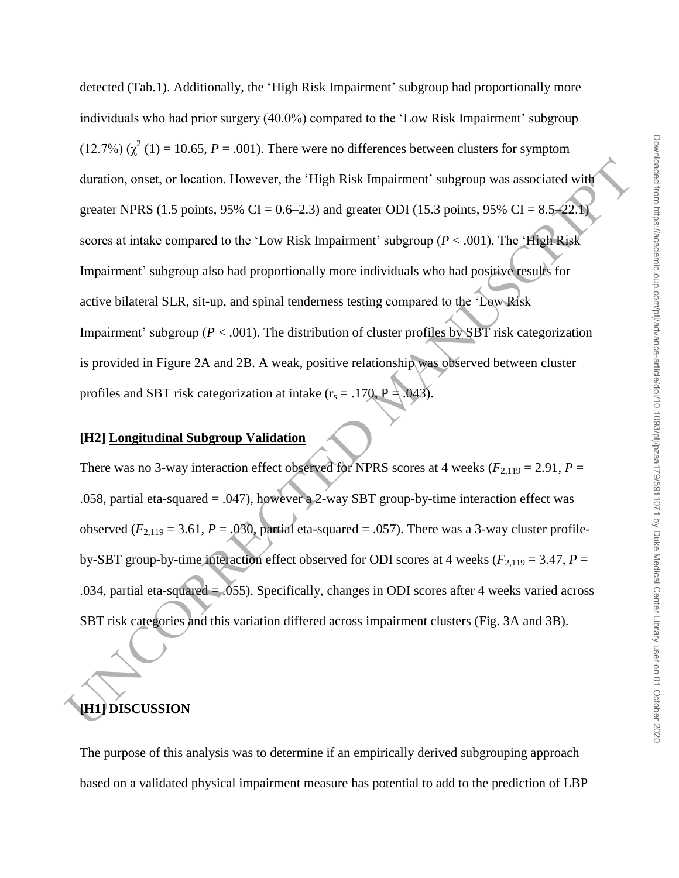detected (Tab.1). Additionally, the 'High Risk Impairment' subgroup had proportionally more individuals who had prior surgery (40.0%) compared to the 'Low Risk Impairment' subgroup (12.7%) ($\chi^2$ (1) = 10.65, $P$ = .001). There were no differences between clusters for symptom duration, onset, or location. However, the 'High Risk Impairment' subgroup was associated with greater NPRS (1.5 points, 95% CI = 0.6–2.3) and greater ODI (15.3 points, 95% CI = 8.5–22.1) scores at intake compared to the 'Low Risk Impairment' subgroup ($P$ < .001). The 'High Risk Impairment' subgroup also had proportionally more individuals who had positive results for active bilateral SLR, sit-up, and spinal tenderness testing compared to the 'Low Risk Impairment' subgroup ($P$ < .001). The distribution of cluster profiles by SBT risk categorization is provided in Figure 2A and 2B. A weak, positive relationship was observed between cluster profiles and SBT risk categorization at intake ($r_s$ = .170, P = .043).

## [H2] Longitudinal Subgroup Validation

There was no 3-way interaction effect observed for NPRS scores at 4 weeks ($F_{2,119}$ = 2.91, $P$ = .058, partial eta-squared = .047), however a 2-way SBT group-by-time interaction effect was observed ($F_{2,119}$ = 3.61, $P$ = .030, partial eta-squared = .057). There was a 3-way cluster profile-by-SBT group-by-time interaction effect observed for ODI scores at 4 weeks ($F_{2,119}$ = 3.47, $P$ = .034, partial eta-squared = .055). Specifically, changes in ODI scores after 4 weeks varied across SBT risk categories and this variation differed across impairment clusters (Fig. 3A and 3B).

# [H1] DISCUSSION

The purpose of this analysis was to determine if an empirically derived subgrouping approach based on a validated physical impairment measure has potential to add to the prediction of LBP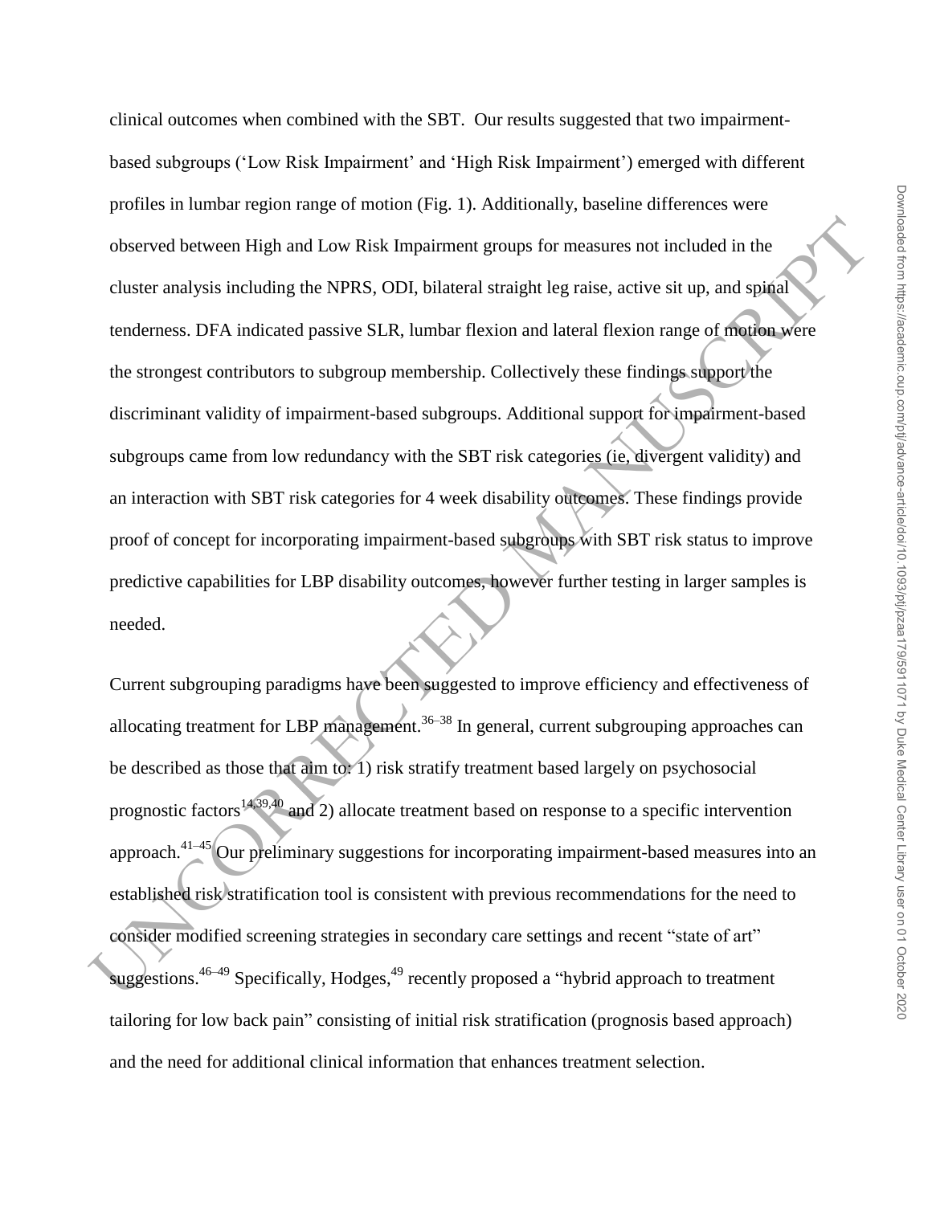clinical outcomes when combined with the SBT. Our results suggested that two impairment-based subgroups ('Low Risk Impairment' and 'High Risk Impairment') emerged with different profiles in lumbar region range of motion (Fig. 1). Additionally, baseline differences were observed between High and Low Risk Impairment groups for measures not included in the cluster analysis including the NPRS, ODI, bilateral straight leg raise, active sit up, and spinal tenderness. DFA indicated passive SLR, lumbar flexion and lateral flexion range of motion were the strongest contributors to subgroup membership. Collectively these findings support the discriminant validity of impairment-based subgroups. Additional support for impairment-based subgroups came from low redundancy with the SBT risk categories (ie, divergent validity) and an interaction with SBT risk categories for 4 week disability outcomes. These findings provide proof of concept for incorporating impairment-based subgroups with SBT risk status to improve predictive capabilities for LBP disability outcomes, however further testing in larger samples is needed.

Current subgrouping paradigms have been suggested to improve efficiency and effectiveness of allocating treatment for LBP management.[36–38] In general, current subgrouping approaches can be described as those that aim to: 1) risk stratify treatment based largely on psychosocial prognostic factors[14,39,40] and 2) allocate treatment based on response to a specific intervention approach.[41–45] Our preliminary suggestions for incorporating impairment-based measures into an established risk stratification tool is consistent with previous recommendations for the need to consider modified screening strategies in secondary care settings and recent "state of art" suggestions.[46–49] Specifically, Hodges,[49] recently proposed a "hybrid approach to treatment tailoring for low back pain" consisting of initial risk stratification (prognosis based approach) and the need for additional clinical information that enhances treatment selection.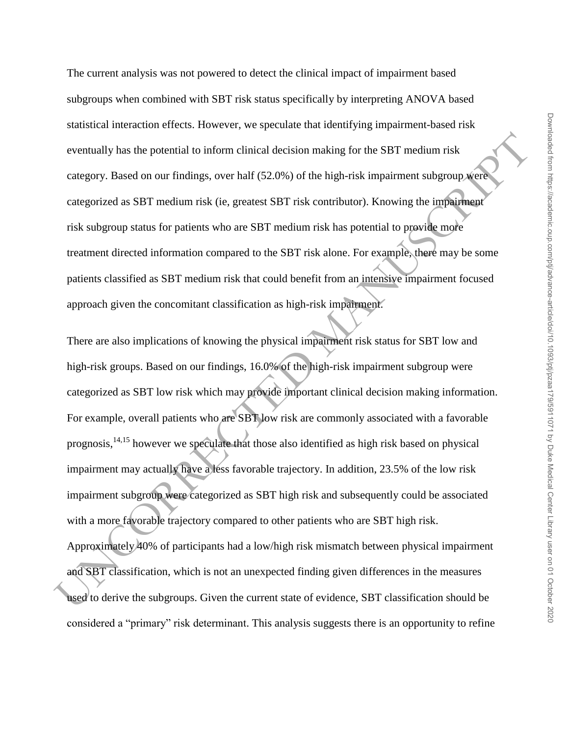The current analysis was not powered to detect the clinical impact of impairment based subgroups when combined with SBT risk status specifically by interpreting ANOVA based statistical interaction effects. However, we speculate that identifying impairment-based risk eventually has the potential to inform clinical decision making for the SBT medium risk category. Based on our findings, over half (52.0%) of the high-risk impairment subgroup were categorized as SBT medium risk (ie, greatest SBT risk contributor). Knowing the impairment risk subgroup status for patients who are SBT medium risk has potential to provide more treatment directed information compared to the SBT risk alone. For example, there may be some patients classified as SBT medium risk that could benefit from an intensive impairment focused approach given the concomitant classification as high-risk impairment.

There are also implications of knowing the physical impairment risk status for SBT low and high-risk groups. Based on our findings, 16.0% of the high-risk impairment subgroup were categorized as SBT low risk which may provide important clinical decision making information. For example, overall patients who are SBT low risk are commonly associated with a favorable prognosis,[14,15] however we speculate that those also identified as high risk based on physical impairment may actually have a less favorable trajectory. In addition, 23.5% of the low risk impairment subgroup were categorized as SBT high risk and subsequently could be associated with a more favorable trajectory compared to other patients who are SBT high risk. Approximately 40% of participants had a low/high risk mismatch between physical impairment and SBT classification, which is not an unexpected finding given differences in the measures used to derive the subgroups. Given the current state of evidence, SBT classification should be considered a "primary" risk determinant. This analysis suggests there is an opportunity to refine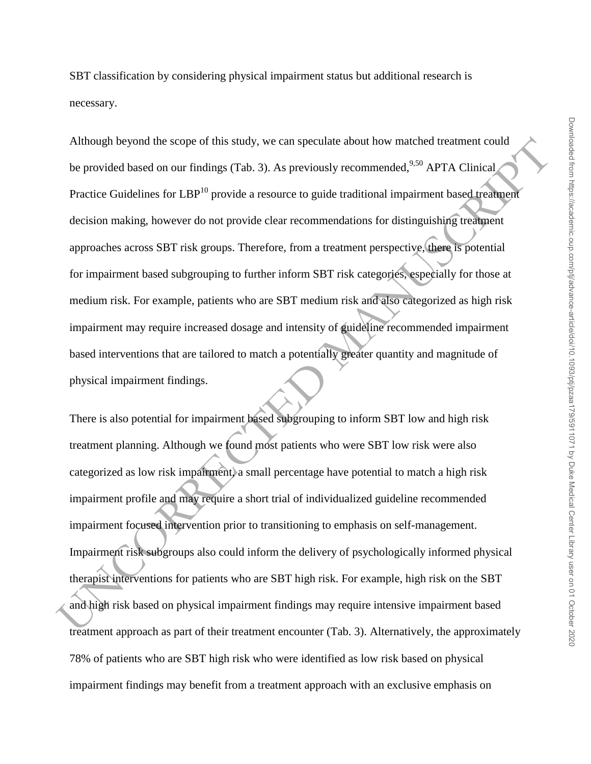SBT classification by considering physical impairment status but additional research is necessary.

Although beyond the scope of this study, we can speculate about how matched treatment could be provided based on our findings (Tab. 3). As previously recommended,[9,50] APTA Clinical Practice Guidelines for LBP[10] provide a resource to guide traditional impairment based treatment decision making, however do not provide clear recommendations for distinguishing treatment approaches across SBT risk groups. Therefore, from a treatment perspective, there is potential for impairment based subgrouping to further inform SBT risk categories, especially for those at medium risk. For example, patients who are SBT medium risk and also categorized as high risk impairment may require increased dosage and intensity of guideline recommended impairment based interventions that are tailored to match a potentially greater quantity and magnitude of physical impairment findings.

There is also potential for impairment based subgrouping to inform SBT low and high risk treatment planning. Although we found most patients who were SBT low risk were also categorized as low risk impairment, a small percentage have potential to match a high risk impairment profile and may require a short trial of individualized guideline recommended impairment focused intervention prior to transitioning to emphasis on self-management. Impairment risk subgroups also could inform the delivery of psychologically informed physical therapist interventions for patients who are SBT high risk. For example, high risk on the SBT and high risk based on physical impairment findings may require intensive impairment based treatment approach as part of their treatment encounter (Tab. 3). Alternatively, the approximately 78% of patients who are SBT high risk who were identified as low risk based on physical impairment findings may benefit from a treatment approach with an exclusive emphasis on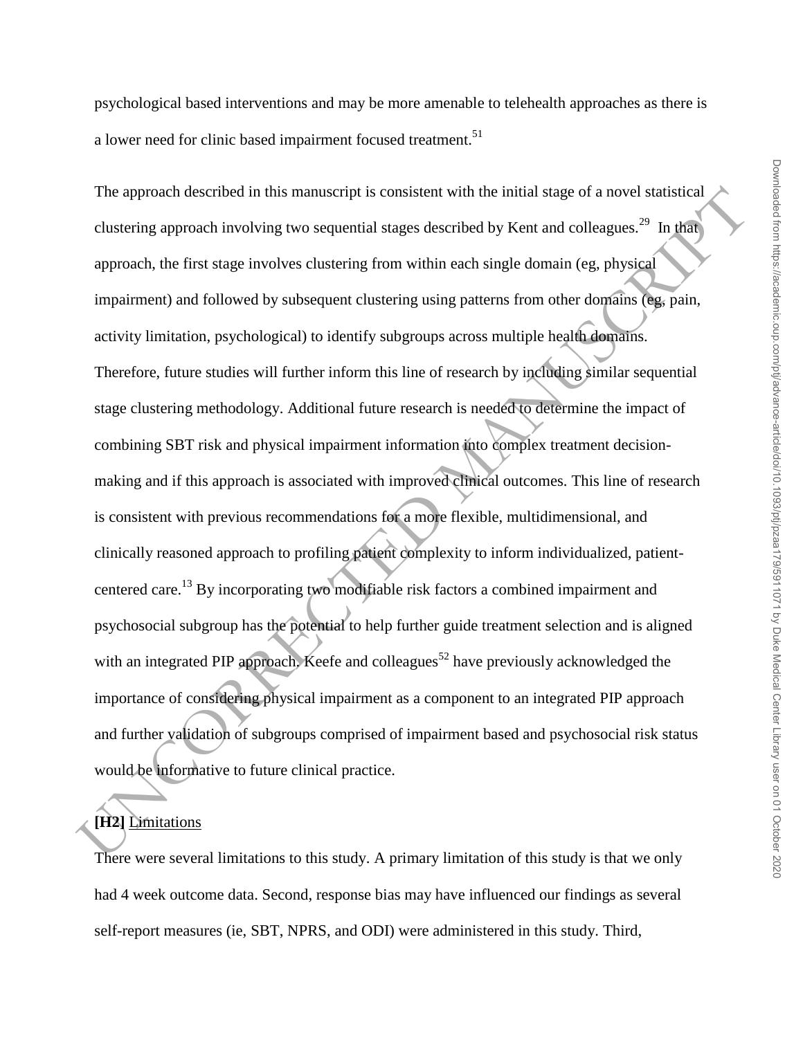psychological based interventions and may be more amenable to telehealth approaches as there is a lower need for clinic based impairment focused treatment.[51]

The approach described in this manuscript is consistent with the initial stage of a novel statistical clustering approach involving two sequential stages described by Kent and colleagues.[29] In that approach, the first stage involves clustering from within each single domain (eg, physical impairment) and followed by subsequent clustering using patterns from other domains (eg, pain, activity limitation, psychological) to identify subgroups across multiple health domains. Therefore, future studies will further inform this line of research by including similar sequential stage clustering methodology. Additional future research is needed to determine the impact of combining SBT risk and physical impairment information into complex treatment decision-making and if this approach is associated with improved clinical outcomes. This line of research is consistent with previous recommendations for a more flexible, multidimensional, and clinically reasoned approach to profiling patient complexity to inform individualized, patient-centered care.[13] By incorporating two modifiable risk factors a combined impairment and psychosocial subgroup has the potential to help further guide treatment selection and is aligned with an integrated PIP approach. Keefe and colleagues[52] have previously acknowledged the importance of considering physical impairment as a component to an integrated PIP approach and further validation of subgroups comprised of impairment based and psychosocial risk status would be informative to future clinical practice.

## Limitations

There were several limitations to this study. A primary limitation of this study is that we only had 4 week outcome data. Second, response bias may have influenced our findings as several self-report measures (ie, SBT, NPRS, and ODI) were administered in this study. Third,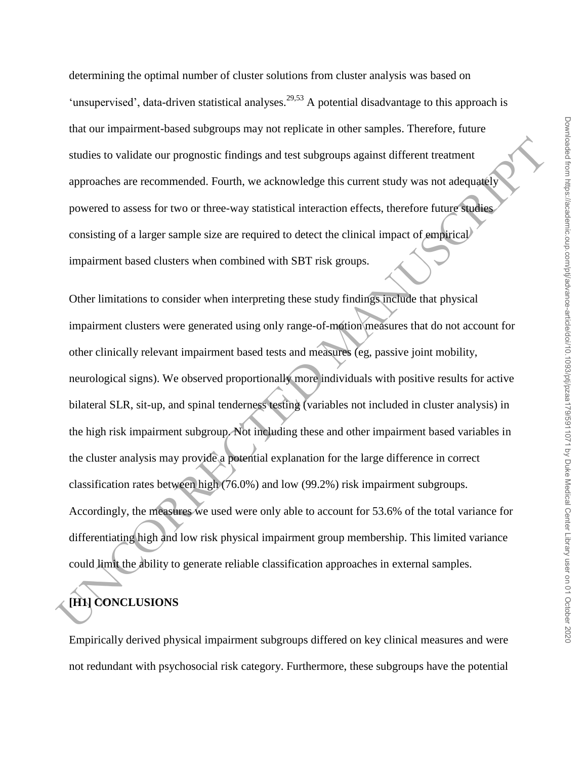determining the optimal number of cluster solutions from cluster analysis was based on 'unsupervised', data-driven statistical analyses.[29,53] A potential disadvantage to this approach is that our impairment-based subgroups may not replicate in other samples. Therefore, future studies to validate our prognostic findings and test subgroups against different treatment approaches are recommended. Fourth, we acknowledge this current study was not adequately powered to assess for two or three-way statistical interaction effects, therefore future studies consisting of a larger sample size are required to detect the clinical impact of empirical impairment based clusters when combined with SBT risk groups.

Other limitations to consider when interpreting these study findings include that physical impairment clusters were generated using only range-of-motion measures that do not account for other clinically relevant impairment based tests and measures (eg, passive joint mobility, neurological signs). We observed proportionally more individuals with positive results for active bilateral SLR, sit-up, and spinal tenderness testing (variables not included in cluster analysis) in the high risk impairment subgroup. Not including these and other impairment based variables in the cluster analysis may provide a potential explanation for the large difference in correct classification rates between high (76.0%) and low (99.2%) risk impairment subgroups. Accordingly, the measures we used were only able to account for 53.6% of the total variance for differentiating high and low risk physical impairment group membership. This limited variance could limit the ability to generate reliable classification approaches in external samples.

# [H1] CONCLUSIONS

Empirically derived physical impairment subgroups differed on key clinical measures and were not redundant with psychosocial risk category. Furthermore, these subgroups have the potential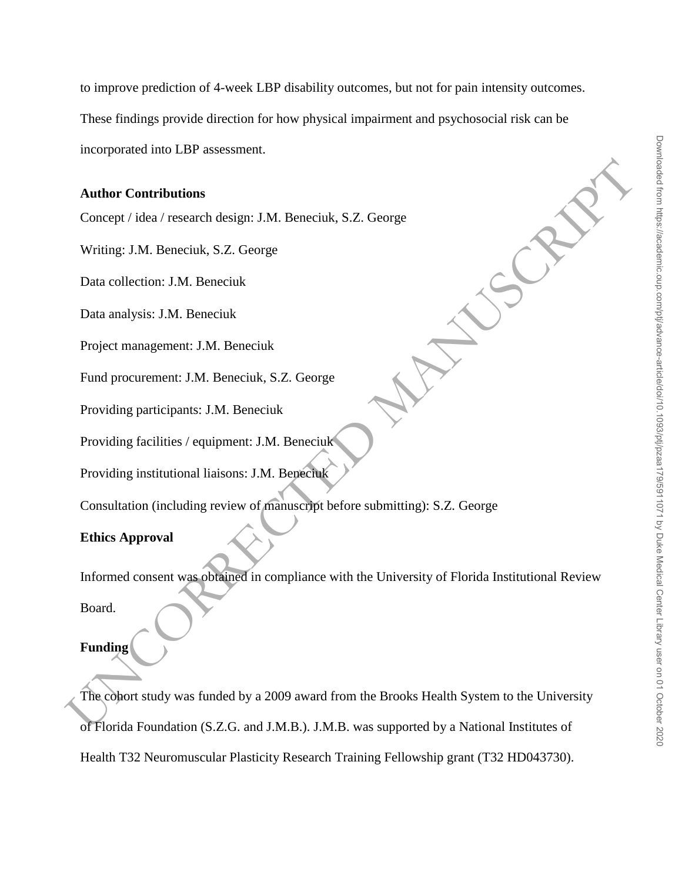to improve prediction of 4-week LBP disability outcomes, but not for pain intensity outcomes. These findings provide direction for how physical impairment and psychosocial risk can be incorporated into LBP assessment.

**Author Contributions**

Concept / idea / research design: J.M. Beneciuk, S.Z. George

Writing: J.M. Beneciuk, S.Z. George

Data collection: J.M. Beneciuk

Data analysis: J.M. Beneciuk

Project management: J.M. Beneciuk

Fund procurement: J.M. Beneciuk, S.Z. George

Providing participants: J.M. Beneciuk

Providing facilities / equipment: J.M. Beneciuk

Providing institutional liaisons: J.M. Beneciuk

Consultation (including review of manuscript before submitting): S.Z. George

**Ethics Approval**

Informed consent was obtained in compliance with the University of Florida Institutional Review Board.

**Funding**

The cohort study was funded by a 2009 award from the Brooks Health System to the University of Florida Foundation (S.Z.G. and J.M.B.). J.M.B. was supported by a National Institutes of Health T32 Neuromuscular Plasticity Research Training Fellowship grant (T32 HD043730).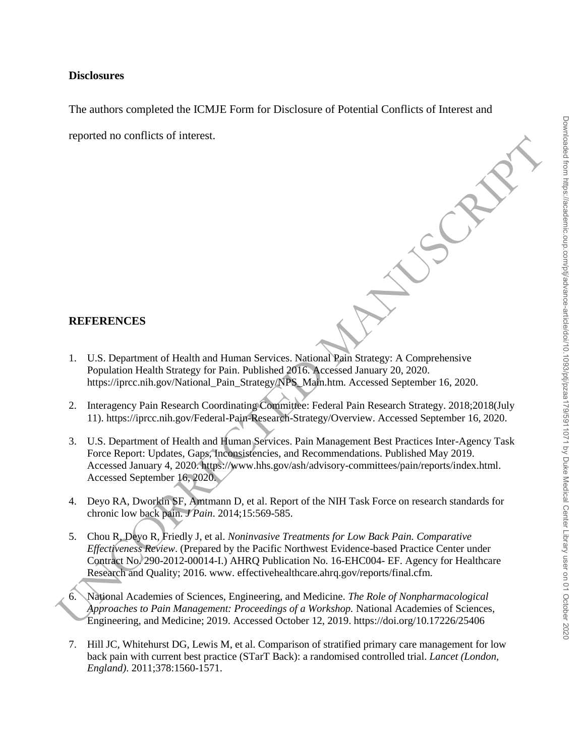**Disclosures**

The authors completed the ICMJE Form for Disclosure of Potential Conflicts of Interest and reported no conflicts of interest.

## REFERENCES

1. U.S. Department of Health and Human Services. National Pain Strategy: A Comprehensive Population Health Strategy for Pain. Published 2016. Accessed January 20, 2020. https://iprcc.nih.gov/National_Pain_Strategy/NPS_Main.htm. Accessed September 16, 2020.

2. Interagency Pain Research Coordinating Committee: Federal Pain Research Strategy. 2018;2018(July 11). https://iprcc.nih.gov/Federal-Pain-Research-Strategy/Overview. Accessed September 16, 2020.

3. U.S. Department of Health and Human Services. Pain Management Best Practices Inter-Agency Task Force Report: Updates, Gaps, Inconsistencies, and Recommendations. Published May 2019. Accessed January 4, 2020. https://www.hhs.gov/ash/advisory-committees/pain/reports/index.html. Accessed September 16, 2020.

4. Deyo RA, Dworkin SF, Amtmann D, et al. Report of the NIH Task Force on research standards for chronic low back pain. *J Pain*. 2014;15:569-585.

5. Chou R, Deyo R, Friedly J, et al. *Noninvasive Treatments for Low Back Pain. Comparative Effectiveness Review*. (Prepared by the Pacific Northwest Evidence-based Practice Center under Contract No. 290-2012-00014-I.) AHRQ Publication No. 16-EHC004- EF. Agency for Healthcare Research and Quality; 2016. www. effectivehealthcare.ahrq.gov/reports/final.cfm.

6. National Academies of Sciences, Engineering, and Medicine. *The Role of Nonpharmacological Approaches to Pain Management: Proceedings of a Workshop.* National Academies of Sciences, Engineering, and Medicine; 2019. Accessed October 12, 2019. https://doi.org/10.17226/25406

7. Hill JC, Whitehurst DG, Lewis M, et al. Comparison of stratified primary care management for low back pain with current best practice (STarT Back): a randomised controlled trial. *Lancet (London, England)*. 2011;378:1560-1571.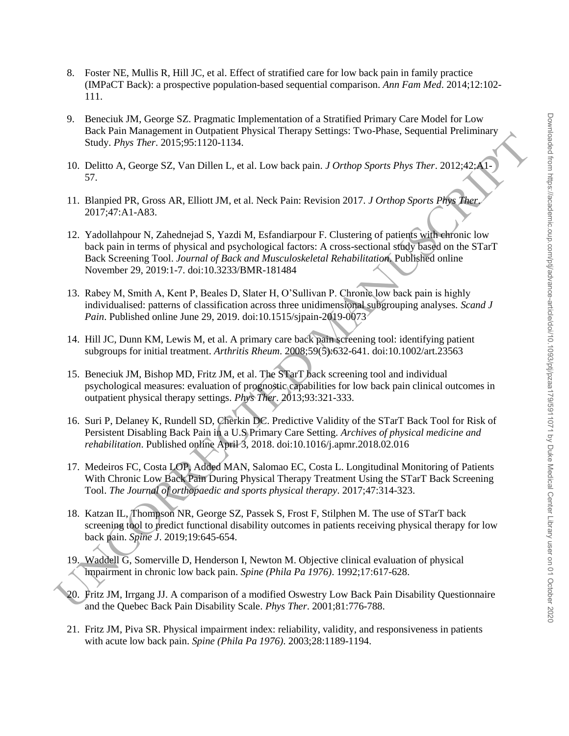8. Foster NE, Mullis R, Hill JC, et al. Effect of stratified care for low back pain in family practice (IMPaCT Back): a prospective population-based sequential comparison. *Ann Fam Med*. 2014;12:102-111.

9. Beneciuk JM, George SZ. Pragmatic Implementation of a Stratified Primary Care Model for Low Back Pain Management in Outpatient Physical Therapy Settings: Two-Phase, Sequential Preliminary Study. *Phys Ther*. 2015;95:1120-1134.

10. Delitto A, George SZ, Van Dillen L, et al. Low back pain. *J Orthop Sports Phys Ther*. 2012;42:A1-57.

11. Blanpied PR, Gross AR, Elliott JM, et al. Neck Pain: Revision 2017. *J Orthop Sports Phys Ther*. 2017;47:A1-A83.

12. Yadollahpour N, Zahednejad S, Yazdi M, Esfandiarpour F. Clustering of patients with chronic low back pain in terms of physical and psychological factors: A cross-sectional study based on the STarT Back Screening Tool. *Journal of Back and Musculoskeletal Rehabilitation*. Published online November 29, 2019:1-7. doi:10.3233/BMR-181484

13. Rabey M, Smith A, Kent P, Beales D, Slater H, O'Sullivan P. Chronic low back pain is highly individualised: patterns of classification across three unidimensional subgrouping analyses. *Scand J Pain*. Published online June 29, 2019. doi:10.1515/sjpain-2019-0073

14. Hill JC, Dunn KM, Lewis M, et al. A primary care back pain screening tool: identifying patient subgroups for initial treatment. *Arthritis Rheum*. 2008;59(5):632-641. doi:10.1002/art.23563

15. Beneciuk JM, Bishop MD, Fritz JM, et al. The STarT back screening tool and individual psychological measures: evaluation of prognostic capabilities for low back pain clinical outcomes in outpatient physical therapy settings. *Phys Ther*. 2013;93:321-333.

16. Suri P, Delaney K, Rundell SD, Cherkin DC. Predictive Validity of the STarT Back Tool for Risk of Persistent Disabling Back Pain in a U.S Primary Care Setting. *Archives of physical medicine and rehabilitation*. Published online April 3, 2018. doi:10.1016/j.apmr.2018.02.016

17. Medeiros FC, Costa LOP, Added MAN, Salomao EC, Costa L. Longitudinal Monitoring of Patients With Chronic Low Back Pain During Physical Therapy Treatment Using the STarT Back Screening Tool. *The Journal of orthopaedic and sports physical therapy*. 2017;47:314-323.

18. Katzan IL, Thompson NR, George SZ, Passek S, Frost F, Stilphen M. The use of STarT back screening tool to predict functional disability outcomes in patients receiving physical therapy for low back pain. *Spine J*. 2019;19:645-654.

19. Waddell G, Somerville D, Henderson I, Newton M. Objective clinical evaluation of physical impairment in chronic low back pain. *Spine (Phila Pa 1976)*. 1992;17:617-628.

20. Fritz JM, Irrgang JJ. A comparison of a modified Oswestry Low Back Pain Disability Questionnaire and the Quebec Back Pain Disability Scale. *Phys Ther*. 2001;81:776-788.

21. Fritz JM, Piva SR. Physical impairment index: reliability, validity, and responsiveness in patients with acute low back pain. *Spine (Phila Pa 1976)*. 2003;28:1189-1194.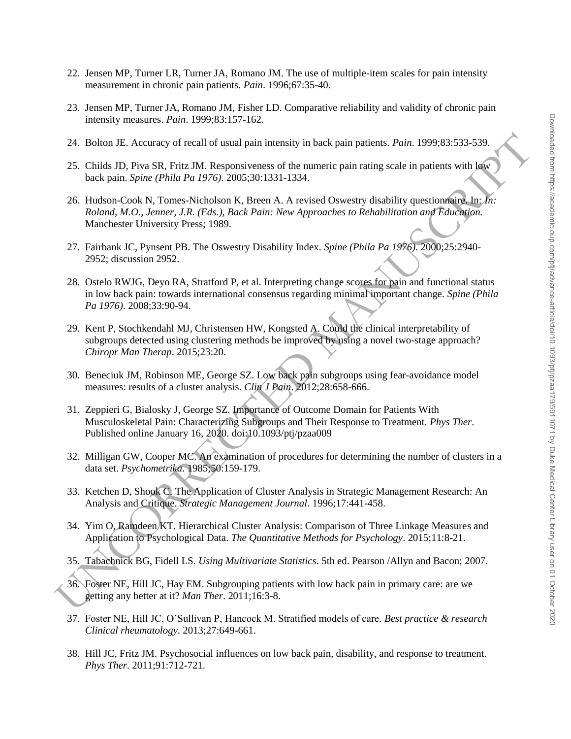22. Jensen MP, Turner LR, Turner JA, Romano JM. The use of multiple-item scales for pain intensity measurement in chronic pain patients. *Pain*. 1996;67:35-40.

23. Jensen MP, Turner JA, Romano JM, Fisher LD. Comparative reliability and validity of chronic pain intensity measures. *Pain*. 1999;83:157-162.

24. Bolton JE. Accuracy of recall of usual pain intensity in back pain patients. *Pain*. 1999;83:533-539.

25. Childs JD, Piva SR, Fritz JM. Responsiveness of the numeric pain rating scale in patients with low back pain. *Spine (Phila Pa 1976)*. 2005;30:1331-1334.

26. Hudson-Cook N, Tomes-Nicholson K, Breen A. A revised Oswestry disability questionnaire. In: *In: Roland, M.O., Jenner, J.R. (Eds.), Back Pain: New Approaches to Rehabilitation and Education.* Manchester University Press; 1989.

27. Fairbank JC, Pynsent PB. The Oswestry Disability Index. *Spine (Phila Pa 1976)*. 2000;25:2940-2952; discussion 2952.

28. Ostelo RWJG, Deyo RA, Stratford P, et al. Interpreting change scores for pain and functional status in low back pain: towards international consensus regarding minimal important change. *Spine (Phila Pa 1976)*. 2008;33:90-94.

29. Kent P, Stochkendahl MJ, Christensen HW, Kongsted A. Could the clinical interpretability of subgroups detected using clustering methods be improved by using a novel two-stage approach? *Chiropr Man Therap*. 2015;23:20.

30. Beneciuk JM, Robinson ME, George SZ. Low back pain subgroups using fear-avoidance model measures: results of a cluster analysis. *Clin J Pain*. 2012;28:658-666.

31. Zeppieri G, Bialosky J, George SZ. Importance of Outcome Domain for Patients With Musculoskeletal Pain: Characterizing Subgroups and Their Response to Treatment. *Phys Ther*. Published online January 16, 2020. doi:10.1093/ptj/pzaa009

32. Milligan GW, Cooper MC. An examination of procedures for determining the number of clusters in a data set. *Psychometrika*. 1985;50:159-179.

33. Ketchen D, Shook C. The Application of Cluster Analysis in Strategic Management Research: An Analysis and Critique. *Strategic Management Journal*. 1996;17:441-458.

34. Yim O, Ramdeen KT. Hierarchical Cluster Analysis: Comparison of Three Linkage Measures and Application to Psychological Data. *The Quantitative Methods for Psychology*. 2015;11:8-21.

35. Tabachnick BG, Fidell LS. *Using Multivariate Statistics*. 5th ed. Pearson /Allyn and Bacon; 2007.

36. Foster NE, Hill JC, Hay EM. Subgrouping patients with low back pain in primary care: are we getting any better at it? *Man Ther*. 2011;16:3-8.

37. Foster NE, Hill JC, O'Sullivan P, Hancock M. Stratified models of care. *Best practice & research Clinical rheumatology*. 2013;27:649-661.

38. Hill JC, Fritz JM. Psychosocial influences on low back pain, disability, and response to treatment. *Phys Ther*. 2011;91:712-721.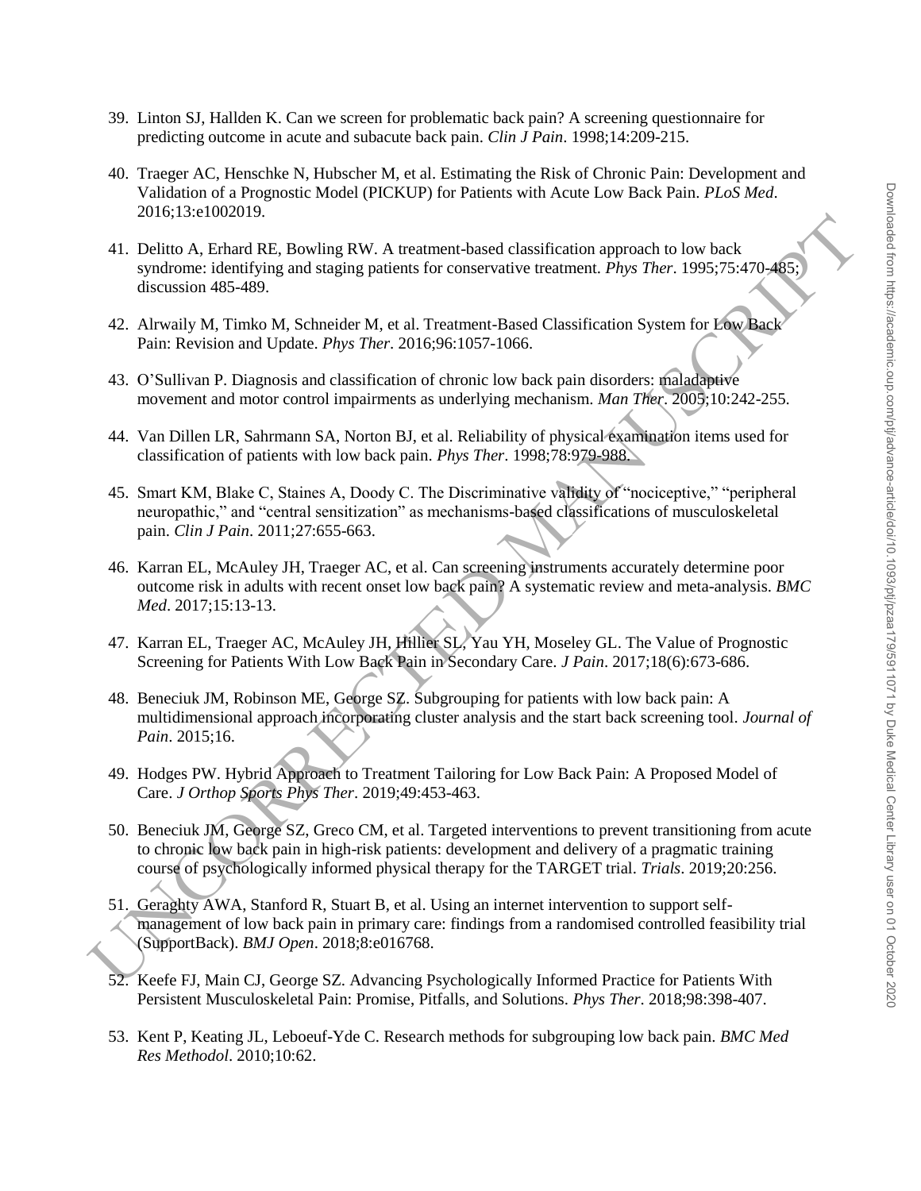39. Linton SJ, Hallden K. Can we screen for problematic back pain? A screening questionnaire for predicting outcome in acute and subacute back pain. *Clin J Pain*. 1998;14:209-215.

40. Traeger AC, Henschke N, Hubscher M, et al. Estimating the Risk of Chronic Pain: Development and Validation of a Prognostic Model (PICKUP) for Patients with Acute Low Back Pain. *PLoS Med*. 2016;13:e1002019.

41. Delitto A, Erhard RE, Bowling RW. A treatment-based classification approach to low back syndrome: identifying and staging patients for conservative treatment. *Phys Ther*. 1995;75:470-485; discussion 485-489.

42. Alrwaily M, Timko M, Schneider M, et al. Treatment-Based Classification System for Low Back Pain: Revision and Update. *Phys Ther*. 2016;96:1057-1066.

43. O'Sullivan P. Diagnosis and classification of chronic low back pain disorders: maladaptive movement and motor control impairments as underlying mechanism. *Man Ther*. 2005;10:242-255.

44. Van Dillen LR, Sahrmann SA, Norton BJ, et al. Reliability of physical examination items used for classification of patients with low back pain. *Phys Ther*. 1998;78:979-988.

45. Smart KM, Blake C, Staines A, Doody C. The Discriminative validity of "nociceptive," "peripheral neuropathic," and "central sensitization" as mechanisms-based classifications of musculoskeletal pain. *Clin J Pain*. 2011;27:655-663.

46. Karran EL, McAuley JH, Traeger AC, et al. Can screening instruments accurately determine poor outcome risk in adults with recent onset low back pain? A systematic review and meta-analysis. *BMC Med*. 2017;15:13-13.

47. Karran EL, Traeger AC, McAuley JH, Hillier SL, Yau YH, Moseley GL. The Value of Prognostic Screening for Patients With Low Back Pain in Secondary Care. *J Pain*. 2017;18(6):673-686.

48. Beneciuk JM, Robinson ME, George SZ. Subgrouping for patients with low back pain: A multidimensional approach incorporating cluster analysis and the start back screening tool. *Journal of Pain*. 2015;16.

49. Hodges PW. Hybrid Approach to Treatment Tailoring for Low Back Pain: A Proposed Model of Care. *J Orthop Sports Phys Ther*. 2019;49:453-463.

50. Beneciuk JM, George SZ, Greco CM, et al. Targeted interventions to prevent transitioning from acute to chronic low back pain in high-risk patients: development and delivery of a pragmatic training course of psychologically informed physical therapy for the TARGET trial. *Trials*. 2019;20:256.

51. Geraghty AWA, Stanford R, Stuart B, et al. Using an internet intervention to support self-management of low back pain in primary care: findings from a randomised controlled feasibility trial (SupportBack). *BMJ Open*. 2018;8:e016768.

52. Keefe FJ, Main CJ, George SZ. Advancing Psychologically Informed Practice for Patients With Persistent Musculoskeletal Pain: Promise, Pitfalls, and Solutions. *Phys Ther*. 2018;98:398-407.

53. Kent P, Keating JL, Leboeuf-Yde C. Research methods for subgrouping low back pain. *BMC Med Res Methodol*. 2010;10:62.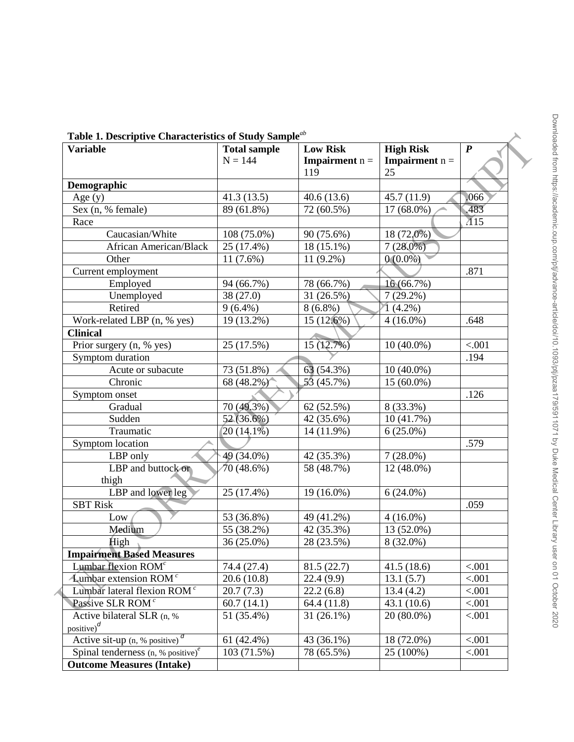**Table 1. Descriptive Characteristics of Study Sample**[ab]

| Variable | Total sample N = 144 | Low Risk Impairment n = 119 | High Risk Impairment n = 25 | *P* |
|---|---|---|---|---|
| **Demographic** | | | | |
| Age (y) | 41.3 (13.5) | 40.6 (13.6) | 45.7 (11.9) | .066 |
| Sex (n, % female) | 89 (61.8%) | 72 (60.5%) | 17 (68.0%) | .483 |
| Race | | | | .115 |
| Caucasian/White | 108 (75.0%) | 90 (75.6%) | 18 (72.0%) | |
| African American/Black | 25 (17.4%) | 18 (15.1%) | 7 (28.0%) | |
| Other | 11 (7.6%) | 11 (9.2%) | 0 (0.0%) | |
| Current employment | | | | .871 |
| Employed | 94 (66.7%) | 78 (66.7%) | 16 (66.7%) | |
| Unemployed | 38 (27.0) | 31 (26.5%) | 7 (29.2%) | |
| Retired | 9 (6.4%) | 8 (6.8%) | 1 (4.2%) | |
| Work-related LBP (n, % yes) | 19 (13.2%) | 15 (12.6%) | 4 (16.0%) | .648 |
| **Clinical** | | | | |
| Prior surgery (n, % yes) | 25 (17.5%) | 15 (12.7%) | 10 (40.0%) | <.001 |
| Symptom duration | | | | .194 |
| Acute or subacute | 73 (51.8%) | 63 (54.3%) | 10 (40.0%) | |
| Chronic | 68 (48.2%) | 53 (45.7%) | 15 (60.0%) | |
| Symptom onset | | | | .126 |
| Gradual | 70 (49.3%) | 62 (52.5%) | 8 (33.3%) | |
| Sudden | 52 (36.6%) | 42 (35.6%) | 10 (41.7%) | |
| Traumatic | 20 (14.1%) | 14 (11.9%) | 6 (25.0%) | |
| Symptom location | | | | .579 |
| LBP only | 49 (34.0%) | 42 (35.3%) | 7 (28.0%) | |
| LBP and buttock or thigh | 70 (48.6%) | 58 (48.7%) | 12 (48.0%) | |
| LBP and lower leg | 25 (17.4%) | 19 (16.0%) | 6 (24.0%) | |
| SBT Risk | | | | .059 |
| Low | 53 (36.8%) | 49 (41.2%) | 4 (16.0%) | |
| Medium | 55 (38.2%) | 42 (35.3%) | 13 (52.0%) | |
| High | 36 (25.0%) | 28 (23.5%) | 8 (32.0%) | |
| **Impairment Based Measures** | | | | |
| Lumbar flexion ROM[c] | 74.4 (27.4) | 81.5 (22.7) | 41.5 (18.6) | <.001 |
| Lumbar extension ROM[c] | 20.6 (10.8) | 22.4 (9.9) | 13.1 (5.7) | <.001 |
| Lumbar lateral flexion ROM[c] | 20.7 (7.3) | 22.2 (6.8) | 13.4 (4.2) | <.001 |
| Passive SLR ROM[c] | 60.7 (14.1) | 64.4 (11.8) | 43.1 (10.6) | <.001 |
| Active bilateral SLR (n, % positive)[d] | 51 (35.4%) | 31 (26.1%) | 20 (80.0%) | <.001 |
| Active sit-up (n, % positive)[d] | 61 (42.4%) | 43 (36.1%) | 18 (72.0%) | <.001 |
| Spinal tenderness (n, % positive)[e] | 103 (71.5%) | 78 (65.5%) | 25 (100%) | <.001 |
| **Outcome Measures (Intake)** | | | | |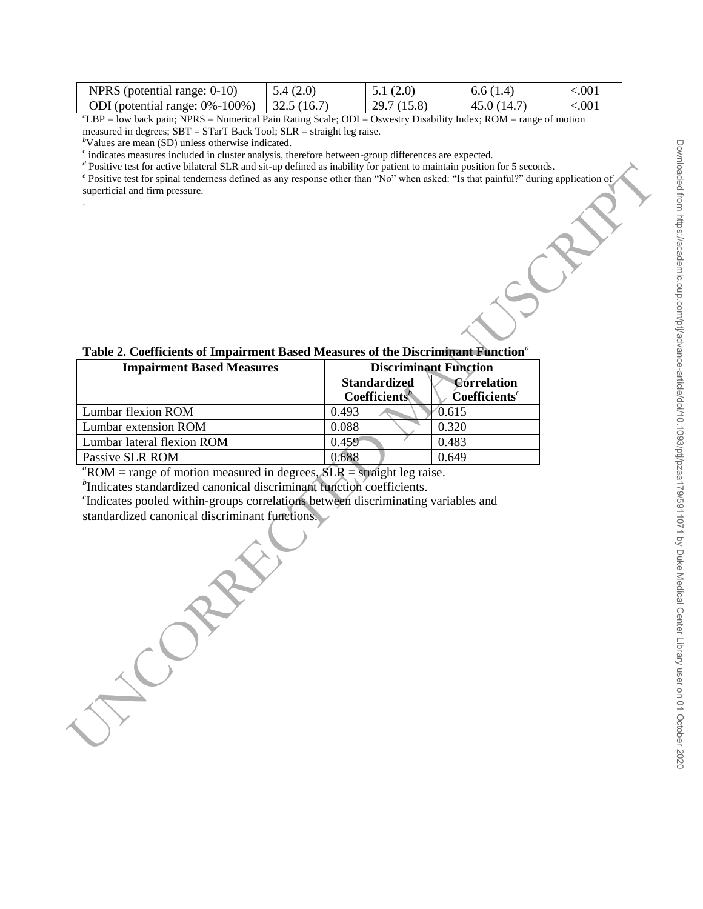| NPRS (potential range: 0-10) | 5.4 (2.0) | 5.1 (2.0) | 6.6 (1.4) | <.001 |
|---|---|---|---|---|
| ODI (potential range: 0%-100%) | 32.5 (16.7) | 29.7 (15.8) | 45.0 (14.7) | <.001 |

[a]LBP = low back pain; NPRS = Numerical Pain Rating Scale; ODI = Oswestry Disability Index; ROM = range of motion measured in degrees; SBT = STarT Back Tool; SLR = straight leg raise.
[b]Values are mean (SD) unless otherwise indicated.
[c] indicates measures included in cluster analysis, therefore between-group differences are expected.
[d] Positive test for active bilateral SLR and sit-up defined as inability for patient to maintain position for 5 seconds.
[e] Positive test for spinal tenderness defined as any response other than "No" when asked: "Is that painful?" during application of superficial and firm pressure.

**Table 2. Coefficients of Impairment Based Measures of the Discriminant Function[a]**

| Impairment Based Measures | Discriminant Function | |
|---|---|---|
| | Standardized Coefficients[b] | Correlation Coefficients[c] |
| Lumbar flexion ROM | 0.493 | 0.615 |
| Lumbar extension ROM | 0.088 | 0.320 |
| Lumbar lateral flexion ROM | 0.459 | 0.483 |
| Passive SLR ROM | 0.688 | 0.649 |

[a]ROM = range of motion measured in degrees, SLR = straight leg raise.
[b]Indicates standardized canonical discriminant function coefficients.
[c]Indicates pooled within-groups correlations between discriminating variables and standardized canonical discriminant functions.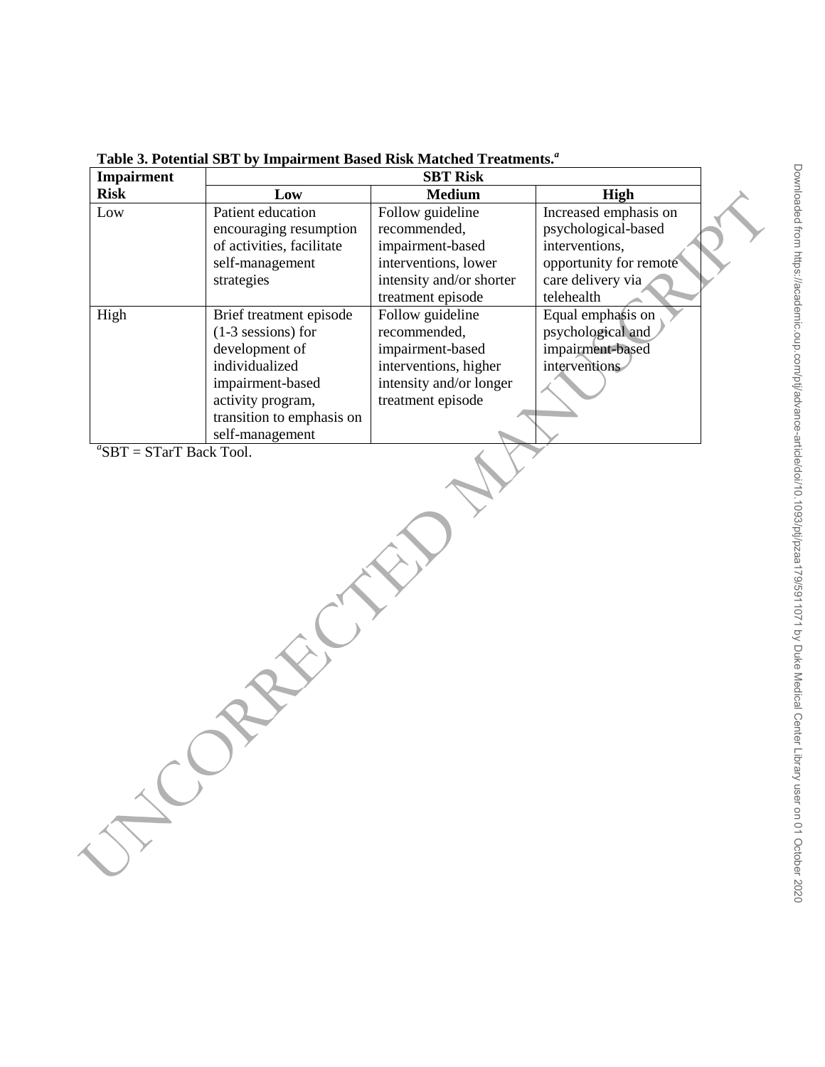**Table 3. Potential SBT by Impairment Based Risk Matched Treatments.[a]**

| Impairment Risk | SBT Risk | | |
|---|---|---|---|
| | Low | Medium | High |
| Low | Patient education encouraging resumption of activities, facilitate self-management strategies | Follow guideline recommended, impairment-based interventions, lower intensity and/or shorter treatment episode | Increased emphasis on psychological-based interventions, opportunity for remote care delivery via telehealth |
| High | Brief treatment episode (1-3 sessions) for development of individualized impairment-based activity program, transition to emphasis on self-management | Follow guideline recommended, impairment-based interventions, higher intensity and/or longer treatment episode | Equal emphasis on psychological and impairment-based interventions |

[a]SBT = STarT Back Tool.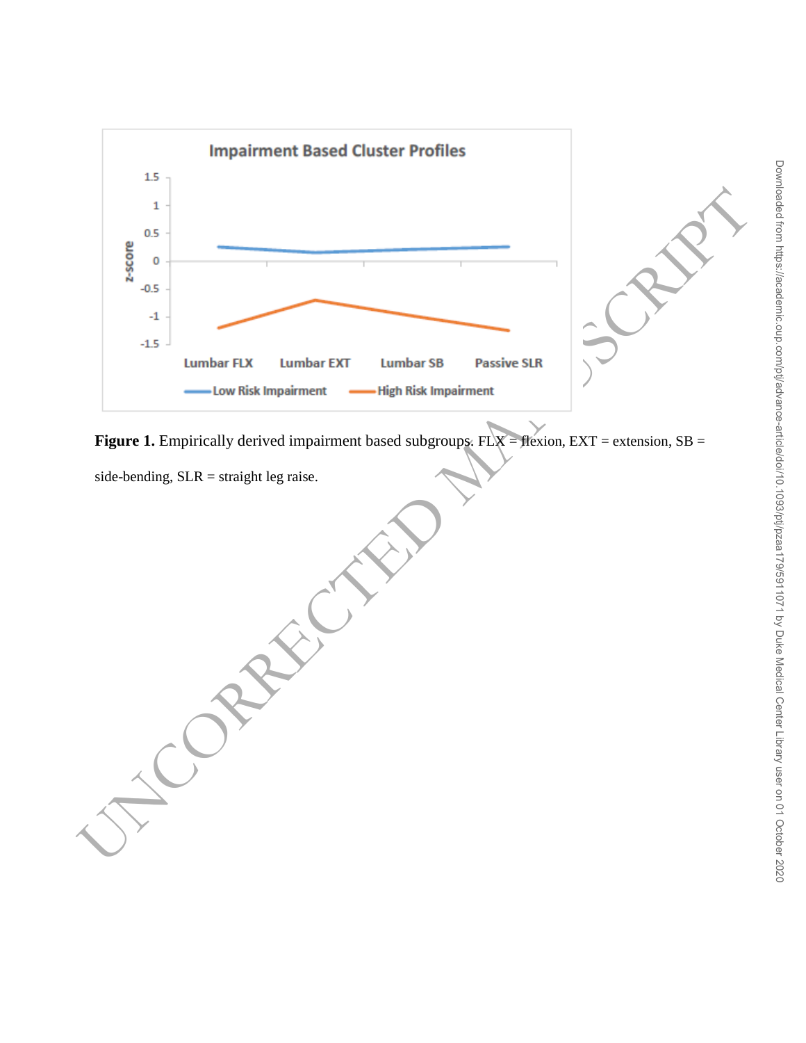**Figure 1.** Empirically derived impairment based subgroups. FLX = flexion, EXT = extension, SB = side-bending, SLR = straight leg raise.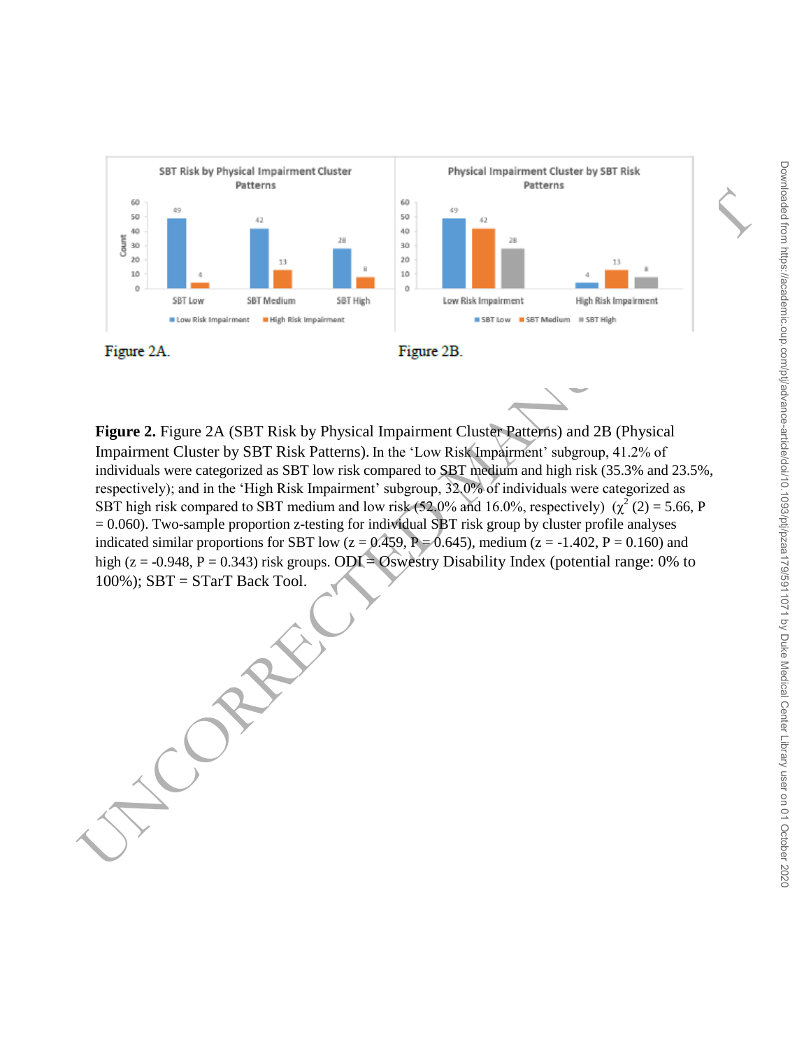**Figure 2.** Figure 2A (SBT Risk by Physical Impairment Cluster Patterns) and 2B (Physical Impairment Cluster by SBT Risk Patterns). In the 'Low Risk Impairment' subgroup, 41.2% of individuals were categorized as SBT low risk compared to SBT medium and high risk (35.3% and 23.5%, respectively); and in the 'High Risk Impairment' subgroup, 32.0% of individuals were categorized as SBT high risk compared to SBT medium and low risk (52.0% and 16.0%, respectively) ($\chi^2$ (2) = 5.66, P = 0.060). Two-sample proportion z-testing for individual SBT risk group by cluster profile analyses indicated similar proportions for SBT low (z = 0.459, P = 0.645), medium (z = -1.402, P = 0.160) and high (z = -0.948, P = 0.343) risk groups. ODI = Oswestry Disability Index (potential range: 0% to 100%); SBT = STarT Back Tool.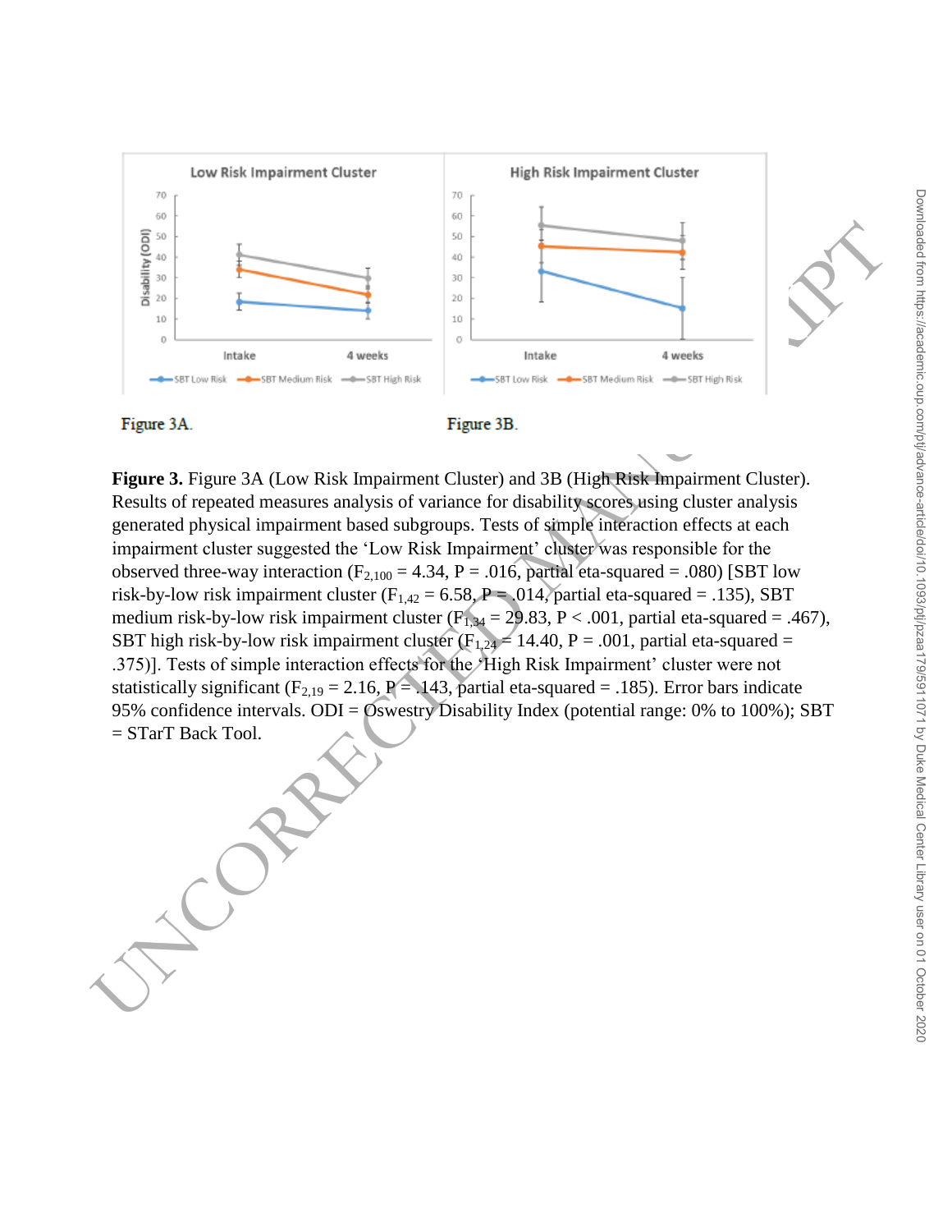Low Risk Impairment Cluster

Disability (ODI)

70
60
50
40
30
20
10
0

Intake
4 weeks

SBT Low Risk
SBT Medium Risk
SBT High Risk

High Risk Impairment Cluster

70
60
50
40
30
20
10
0

Intake
4 weeks

SBT Low Risk
SBT Medium Risk
SBT High Risk

Figure 3A.

Figure 3B.

**Figure 3.** Figure 3A (Low Risk Impairment Cluster) and 3B (High Risk Impairment Cluster). Results of repeated measures analysis of variance for disability scores using cluster analysis generated physical impairment based subgroups. Tests of simple interaction effects at each impairment cluster suggested the 'Low Risk Impairment' cluster was responsible for the observed three-way interaction ($F_{2,100} = 4.34$, $P = .016$, partial eta-squared = .080) [SBT low risk-by-low risk impairment cluster ($F_{1,42} = 6.58$, $P = .014$, partial eta-squared = .135), SBT medium risk-by-low risk impairment cluster ($F_{1,34} = 29.83$, $P < .001$, partial eta-squared = .467), SBT high risk-by-low risk impairment cluster ($F_{1,24} = 14.40$, $P = .001$, partial eta-squared = .375)]. Tests of simple interaction effects for the 'High Risk Impairment' cluster were not statistically significant ($F_{2,19} = 2.16$, $P = .143$, partial eta-squared = .185). Error bars indicate 95% confidence intervals. ODI = Oswestry Disability Index (potential range: 0% to 100%); SBT = STarT Back Tool.